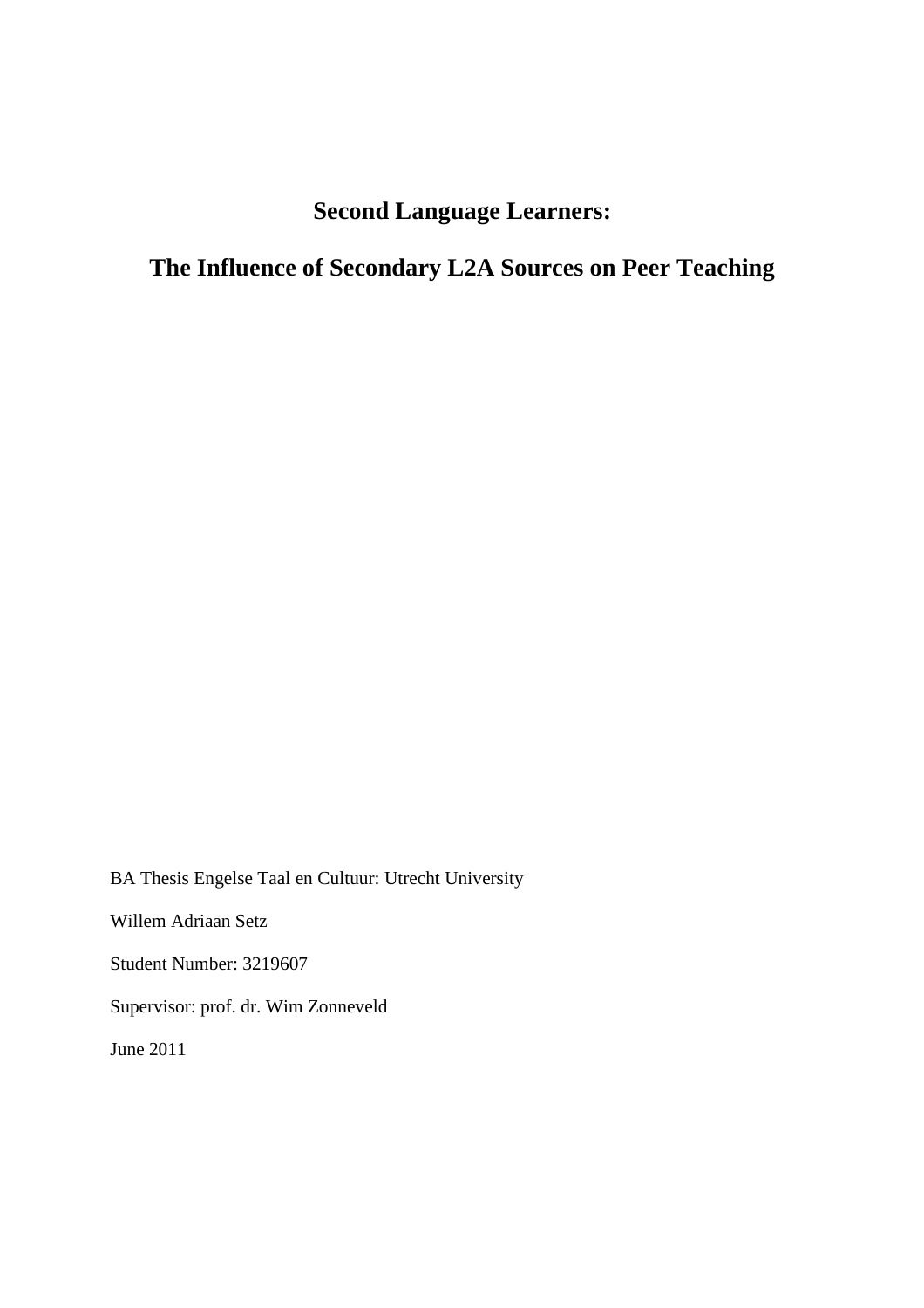# Second Language Learners:

# The Influence of Secondary L2A Sources on Peer Teaching

BA Thesis Engelse Taal en Cultuur: Utrecht University

Willem Adriaan Setz

Student Number: 3219607

Supervisor: prof. dr. Wim Zonneveld

June 2011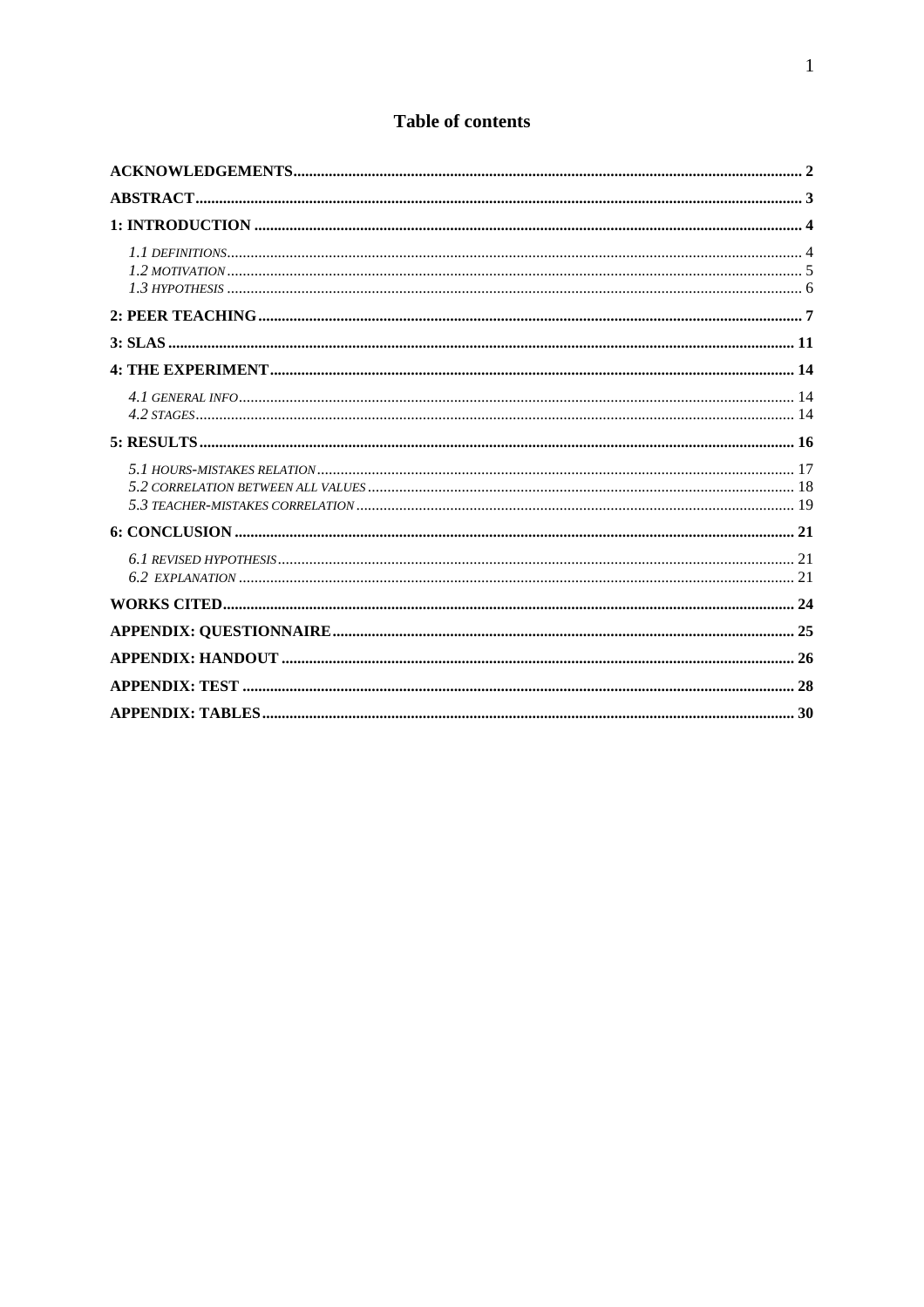# Table of contents

**ACKNOWLEDGEMENTS** ........ 2

**ABSTRACT** ........ 3

**1: INTRODUCTION** ........ 4

- *1.1 DEFINITIONS* ........ 4
- *1.2 MOTIVATION* ........ 5
- *1.3 HYPOTHESIS* ........ 6

**2: PEER TEACHING** ........ 7

**3: SLAS** ........ 11

**4: THE EXPERIMENT** ........ 14

- *4.1 GENERAL INFO* ........ 14
- *4.2 STAGES* ........ 14

**5: RESULTS** ........ 16

- *5.1 HOURS-MISTAKES RELATION* ........ 17
- *5.2 CORRELATION BETWEEN ALL VALUES* ........ 18
- *5.3 TEACHER-MISTAKES CORRELATION* ........ 19

**6: CONCLUSION** ........ 21

- *6.1 REVISED HYPOTHESIS* ........ 21
- *6.2 EXPLANATION* ........ 21

**WORKS CITED** ........ 24

**APPENDIX: QUESTIONNAIRE** ........ 25

**APPENDIX: HANDOUT** ........ 26

**APPENDIX: TEST** ........ 28

**APPENDIX: TABLES** ........ 30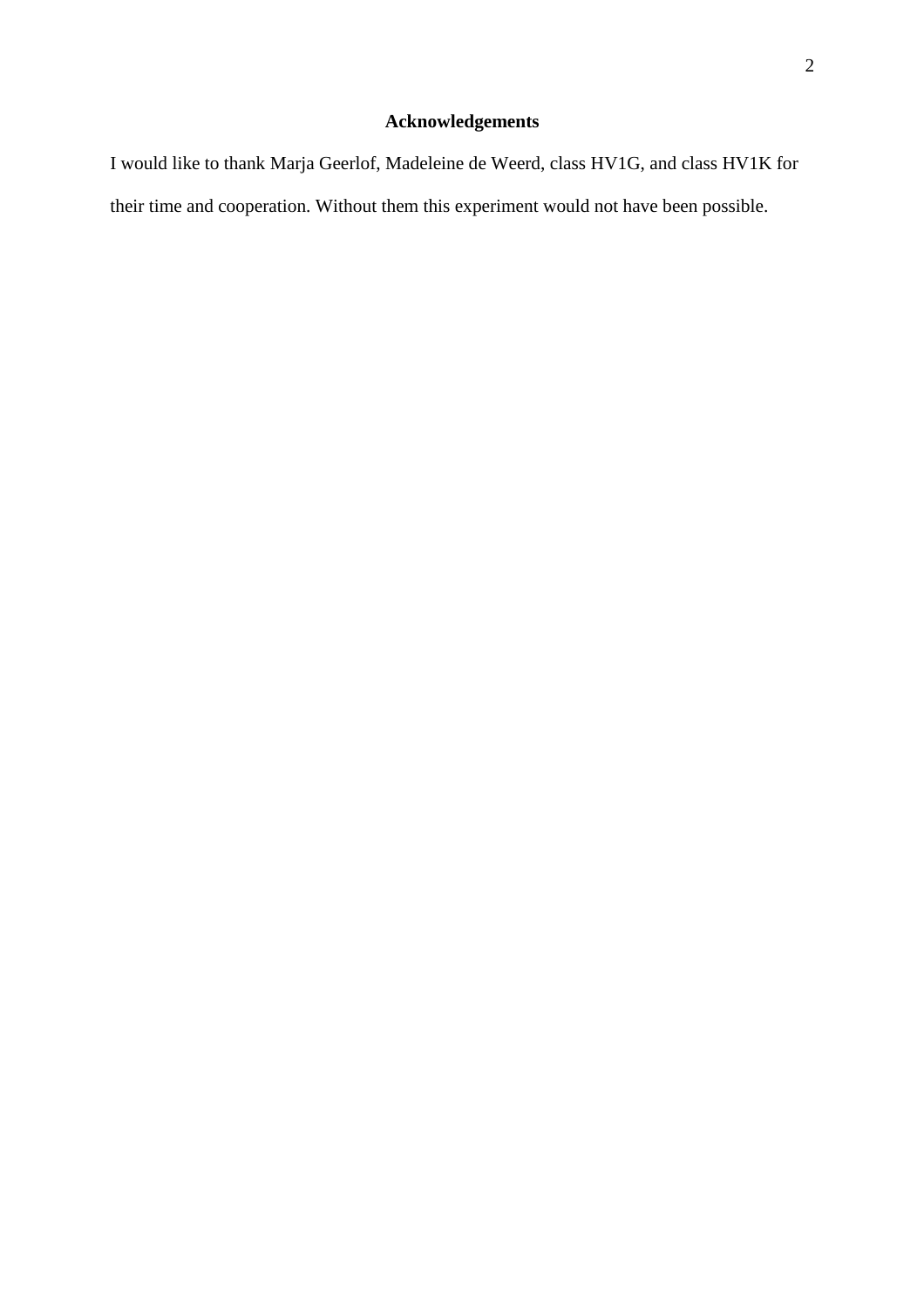## Acknowledgements

I would like to thank Marja Geerlof, Madeleine de Weerd, class HV1G, and class HV1K for their time and cooperation. Without them this experiment would not have been possible.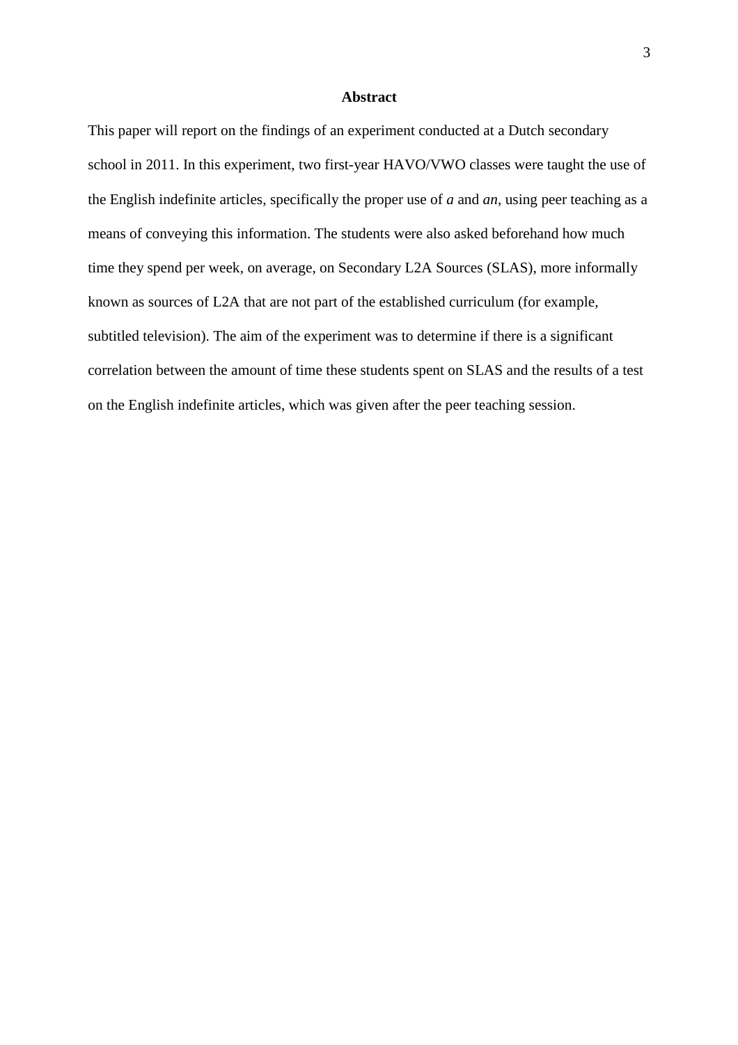# Abstract

This paper will report on the findings of an experiment conducted at a Dutch secondary school in 2011. In this experiment, two first-year HAVO/VWO classes were taught the use of the English indefinite articles, specifically the proper use of *a* and *an*, using peer teaching as a means of conveying this information. The students were also asked beforehand how much time they spend per week, on average, on Secondary L2A Sources (SLAS), more informally known as sources of L2A that are not part of the established curriculum (for example, subtitled television). The aim of the experiment was to determine if there is a significant correlation between the amount of time these students spent on SLAS and the results of a test on the English indefinite articles, which was given after the peer teaching session.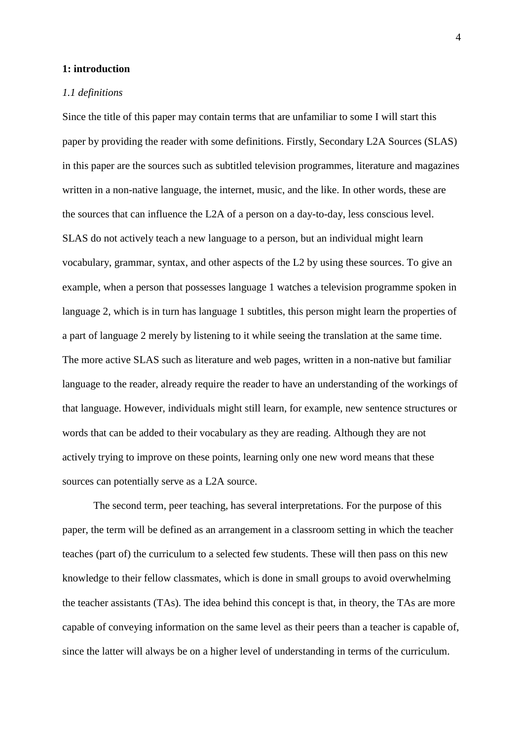## 1: introduction

### *1.1 definitions*

Since the title of this paper may contain terms that are unfamiliar to some I will start this paper by providing the reader with some definitions. Firstly, Secondary L2A Sources (SLAS) in this paper are the sources such as subtitled television programmes, literature and magazines written in a non-native language, the internet, music, and the like. In other words, these are the sources that can influence the L2A of a person on a day-to-day, less conscious level. SLAS do not actively teach a new language to a person, but an individual might learn vocabulary, grammar, syntax, and other aspects of the L2 by using these sources. To give an example, when a person that possesses language 1 watches a television programme spoken in language 2, which is in turn has language 1 subtitles, this person might learn the properties of a part of language 2 merely by listening to it while seeing the translation at the same time. The more active SLAS such as literature and web pages, written in a non-native but familiar language to the reader, already require the reader to have an understanding of the workings of that language. However, individuals might still learn, for example, new sentence structures or words that can be added to their vocabulary as they are reading. Although they are not actively trying to improve on these points, learning only one new word means that these sources can potentially serve as a L2A source.

The second term, peer teaching, has several interpretations. For the purpose of this paper, the term will be defined as an arrangement in a classroom setting in which the teacher teaches (part of) the curriculum to a selected few students. These will then pass on this new knowledge to their fellow classmates, which is done in small groups to avoid overwhelming the teacher assistants (TAs). The idea behind this concept is that, in theory, the TAs are more capable of conveying information on the same level as their peers than a teacher is capable of, since the latter will always be on a higher level of understanding in terms of the curriculum.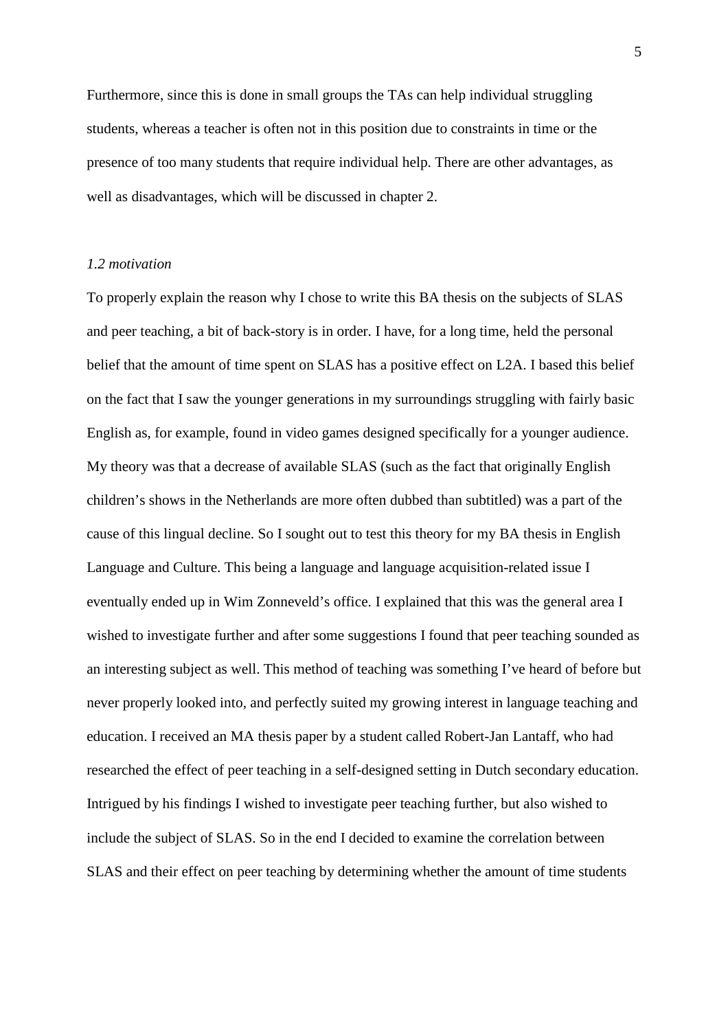Furthermore, since this is done in small groups the TAs can help individual struggling students, whereas a teacher is often not in this position due to constraints in time or the presence of too many students that require individual help. There are other advantages, as well as disadvantages, which will be discussed in chapter 2.

### *1.2 motivation*

To properly explain the reason why I chose to write this BA thesis on the subjects of SLAS and peer teaching, a bit of back-story is in order. I have, for a long time, held the personal belief that the amount of time spent on SLAS has a positive effect on L2A. I based this belief on the fact that I saw the younger generations in my surroundings struggling with fairly basic English as, for example, found in video games designed specifically for a younger audience. My theory was that a decrease of available SLAS (such as the fact that originally English children's shows in the Netherlands are more often dubbed than subtitled) was a part of the cause of this lingual decline. So I sought out to test this theory for my BA thesis in English Language and Culture. This being a language and language acquisition-related issue I eventually ended up in Wim Zonneveld's office. I explained that this was the general area I wished to investigate further and after some suggestions I found that peer teaching sounded as an interesting subject as well. This method of teaching was something I've heard of before but never properly looked into, and perfectly suited my growing interest in language teaching and education. I received an MA thesis paper by a student called Robert-Jan Lantaff, who had researched the effect of peer teaching in a self-designed setting in Dutch secondary education. Intrigued by his findings I wished to investigate peer teaching further, but also wished to include the subject of SLAS. So in the end I decided to examine the correlation between SLAS and their effect on peer teaching by determining whether the amount of time students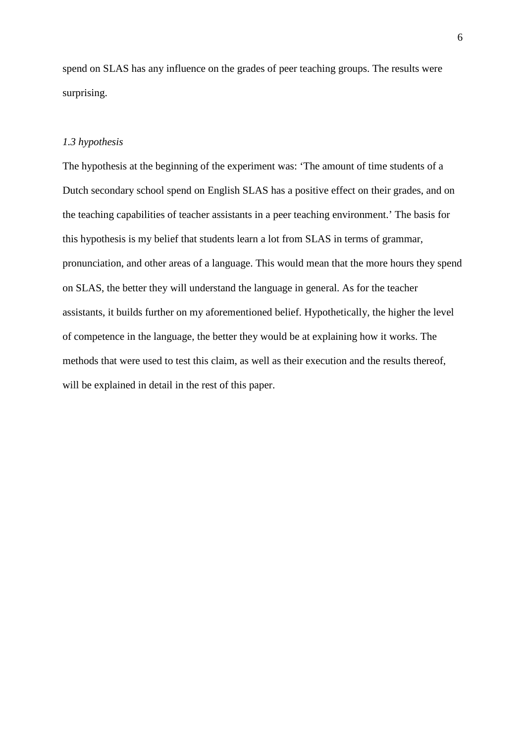spend on SLAS has any influence on the grades of peer teaching groups. The results were surprising.

### *1.3 hypothesis*

The hypothesis at the beginning of the experiment was: ‘The amount of time students of a Dutch secondary school spend on English SLAS has a positive effect on their grades, and on the teaching capabilities of teacher assistants in a peer teaching environment.’ The basis for this hypothesis is my belief that students learn a lot from SLAS in terms of grammar, pronunciation, and other areas of a language. This would mean that the more hours they spend on SLAS, the better they will understand the language in general. As for the teacher assistants, it builds further on my aforementioned belief. Hypothetically, the higher the level of competence in the language, the better they would be at explaining how it works. The methods that were used to test this claim, as well as their execution and the results thereof, will be explained in detail in the rest of this paper.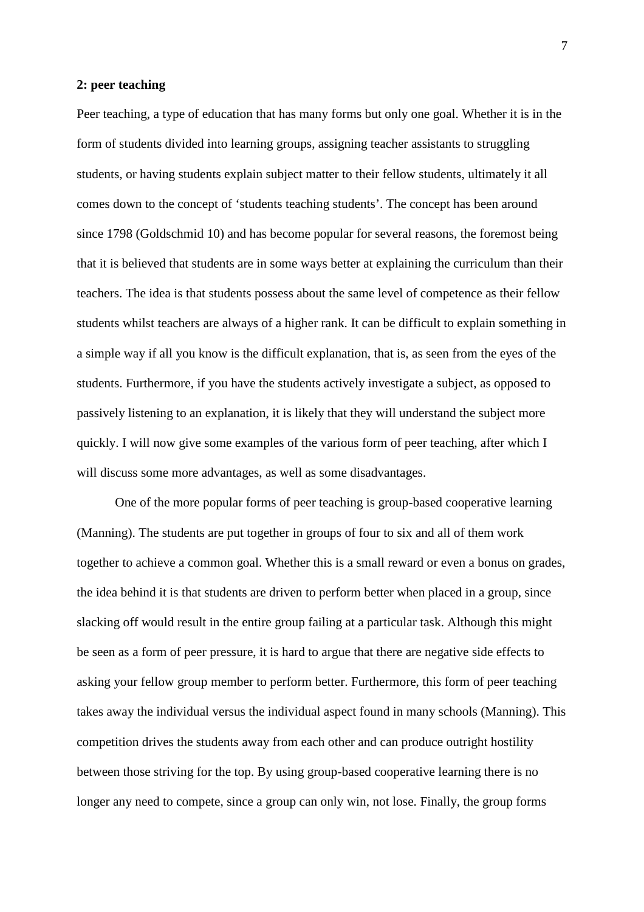**2: peer teaching**

Peer teaching, a type of education that has many forms but only one goal. Whether it is in the form of students divided into learning groups, assigning teacher assistants to struggling students, or having students explain subject matter to their fellow students, ultimately it all comes down to the concept of 'students teaching students'. The concept has been around since 1798 (Goldschmid 10) and has become popular for several reasons, the foremost being that it is believed that students are in some ways better at explaining the curriculum than their teachers. The idea is that students possess about the same level of competence as their fellow students whilst teachers are always of a higher rank. It can be difficult to explain something in a simple way if all you know is the difficult explanation, that is, as seen from the eyes of the students. Furthermore, if you have the students actively investigate a subject, as opposed to passively listening to an explanation, it is likely that they will understand the subject more quickly. I will now give some examples of the various form of peer teaching, after which I will discuss some more advantages, as well as some disadvantages.

One of the more popular forms of peer teaching is group-based cooperative learning (Manning). The students are put together in groups of four to six and all of them work together to achieve a common goal. Whether this is a small reward or even a bonus on grades, the idea behind it is that students are driven to perform better when placed in a group, since slacking off would result in the entire group failing at a particular task. Although this might be seen as a form of peer pressure, it is hard to argue that there are negative side effects to asking your fellow group member to perform better. Furthermore, this form of peer teaching takes away the individual versus the individual aspect found in many schools (Manning). This competition drives the students away from each other and can produce outright hostility between those striving for the top. By using group-based cooperative learning there is no longer any need to compete, since a group can only win, not lose. Finally, the group forms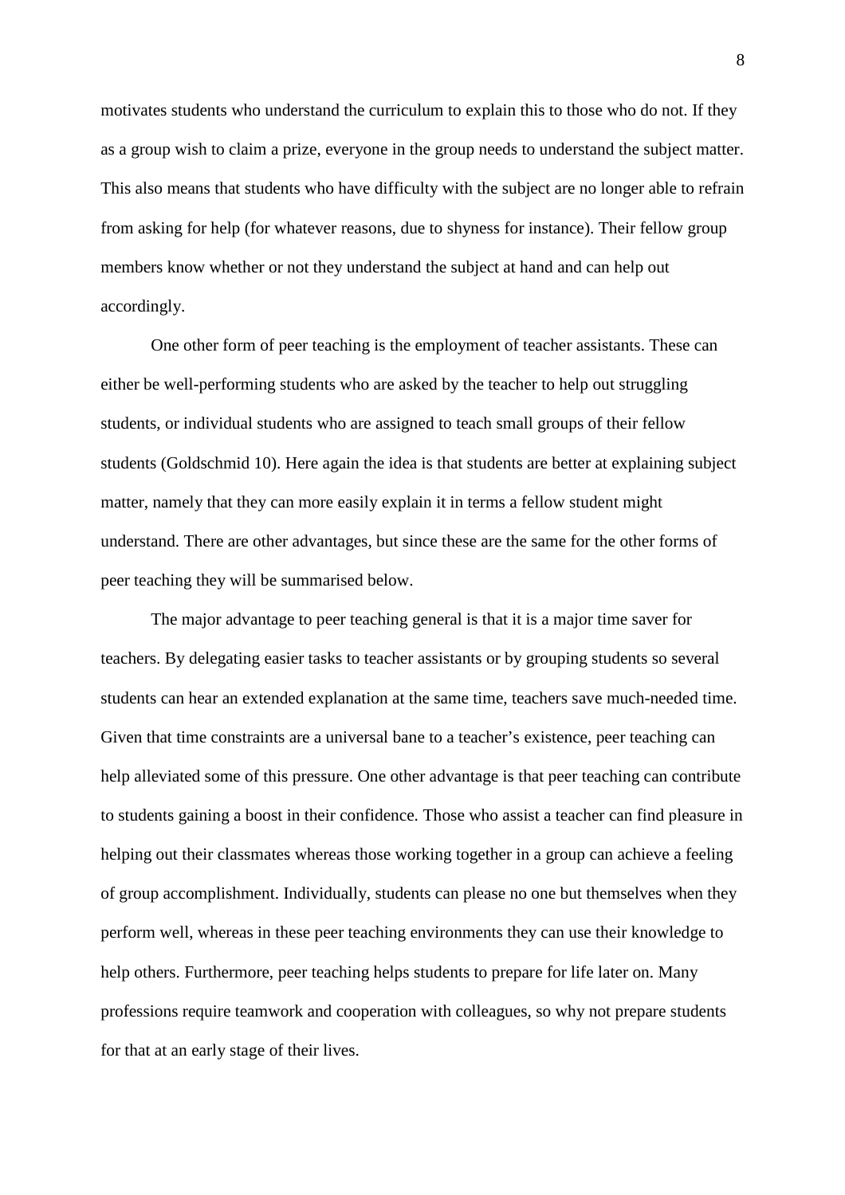motivates students who understand the curriculum to explain this to those who do not. If they as a group wish to claim a prize, everyone in the group needs to understand the subject matter. This also means that students who have difficulty with the subject are no longer able to refrain from asking for help (for whatever reasons, due to shyness for instance). Their fellow group members know whether or not they understand the subject at hand and can help out accordingly.

One other form of peer teaching is the employment of teacher assistants. These can either be well-performing students who are asked by the teacher to help out struggling students, or individual students who are assigned to teach small groups of their fellow students (Goldschmid 10). Here again the idea is that students are better at explaining subject matter, namely that they can more easily explain it in terms a fellow student might understand. There are other advantages, but since these are the same for the other forms of peer teaching they will be summarised below.

The major advantage to peer teaching general is that it is a major time saver for teachers. By delegating easier tasks to teacher assistants or by grouping students so several students can hear an extended explanation at the same time, teachers save much-needed time. Given that time constraints are a universal bane to a teacher's existence, peer teaching can help alleviated some of this pressure. One other advantage is that peer teaching can contribute to students gaining a boost in their confidence. Those who assist a teacher can find pleasure in helping out their classmates whereas those working together in a group can achieve a feeling of group accomplishment. Individually, students can please no one but themselves when they perform well, whereas in these peer teaching environments they can use their knowledge to help others. Furthermore, peer teaching helps students to prepare for life later on. Many professions require teamwork and cooperation with colleagues, so why not prepare students for that at an early stage of their lives.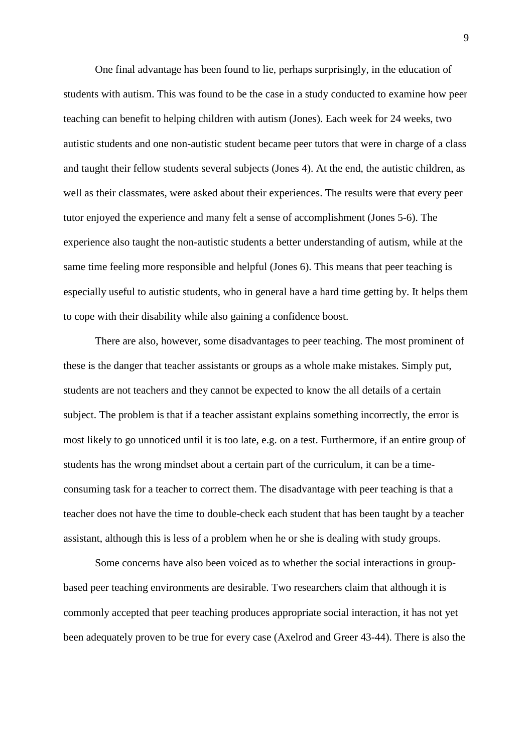One final advantage has been found to lie, perhaps surprisingly, in the education of students with autism. This was found to be the case in a study conducted to examine how peer teaching can benefit to helping children with autism (Jones). Each week for 24 weeks, two autistic students and one non-autistic student became peer tutors that were in charge of a class and taught their fellow students several subjects (Jones 4). At the end, the autistic children, as well as their classmates, were asked about their experiences. The results were that every peer tutor enjoyed the experience and many felt a sense of accomplishment (Jones 5-6). The experience also taught the non-autistic students a better understanding of autism, while at the same time feeling more responsible and helpful (Jones 6). This means that peer teaching is especially useful to autistic students, who in general have a hard time getting by. It helps them to cope with their disability while also gaining a confidence boost.

There are also, however, some disadvantages to peer teaching. The most prominent of these is the danger that teacher assistants or groups as a whole make mistakes. Simply put, students are not teachers and they cannot be expected to know the all details of a certain subject. The problem is that if a teacher assistant explains something incorrectly, the error is most likely to go unnoticed until it is too late, e.g. on a test. Furthermore, if an entire group of students has the wrong mindset about a certain part of the curriculum, it can be a time-consuming task for a teacher to correct them. The disadvantage with peer teaching is that a teacher does not have the time to double-check each student that has been taught by a teacher assistant, although this is less of a problem when he or she is dealing with study groups.

Some concerns have also been voiced as to whether the social interactions in group-based peer teaching environments are desirable. Two researchers claim that although it is commonly accepted that peer teaching produces appropriate social interaction, it has not yet been adequately proven to be true for every case (Axelrod and Greer 43-44). There is also the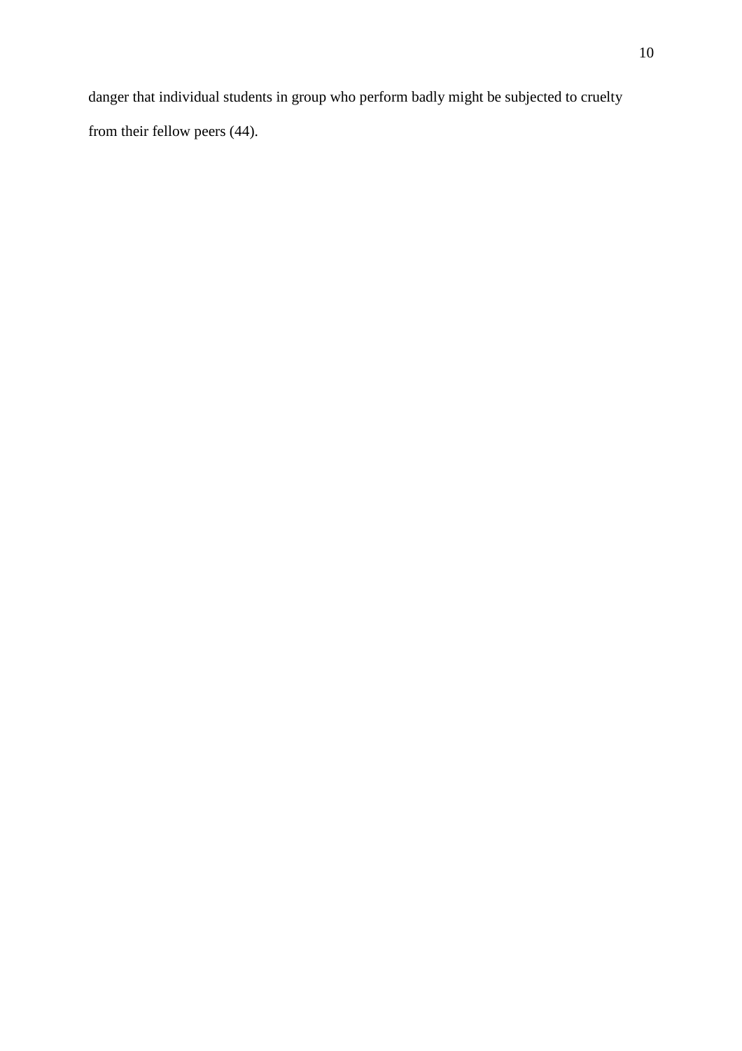danger that individual students in group who perform badly might be subjected to cruelty from their fellow peers (44).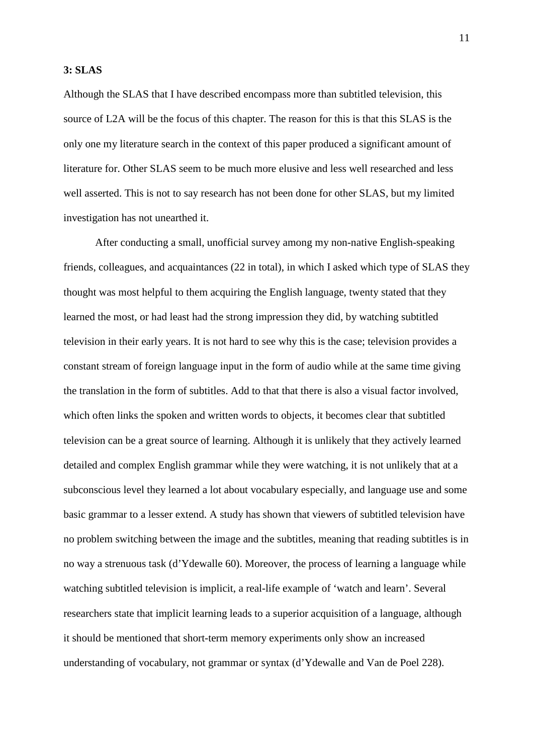## 3: SLAS

Although the SLAS that I have described encompass more than subtitled television, this source of L2A will be the focus of this chapter. The reason for this is that this SLAS is the only one my literature search in the context of this paper produced a significant amount of literature for. Other SLAS seem to be much more elusive and less well researched and less well asserted. This is not to say research has not been done for other SLAS, but my limited investigation has not unearthed it.

After conducting a small, unofficial survey among my non-native English-speaking friends, colleagues, and acquaintances (22 in total), in which I asked which type of SLAS they thought was most helpful to them acquiring the English language, twenty stated that they learned the most, or had least had the strong impression they did, by watching subtitled television in their early years. It is not hard to see why this is the case; television provides a constant stream of foreign language input in the form of audio while at the same time giving the translation in the form of subtitles. Add to that that there is also a visual factor involved, which often links the spoken and written words to objects, it becomes clear that subtitled television can be a great source of learning. Although it is unlikely that they actively learned detailed and complex English grammar while they were watching, it is not unlikely that at a subconscious level they learned a lot about vocabulary especially, and language use and some basic grammar to a lesser extend. A study has shown that viewers of subtitled television have no problem switching between the image and the subtitles, meaning that reading subtitles is in no way a strenuous task (d'Ydewalle 60). Moreover, the process of learning a language while watching subtitled television is implicit, a real-life example of 'watch and learn'. Several researchers state that implicit learning leads to a superior acquisition of a language, although it should be mentioned that short-term memory experiments only show an increased understanding of vocabulary, not grammar or syntax (d'Ydewalle and Van de Poel 228).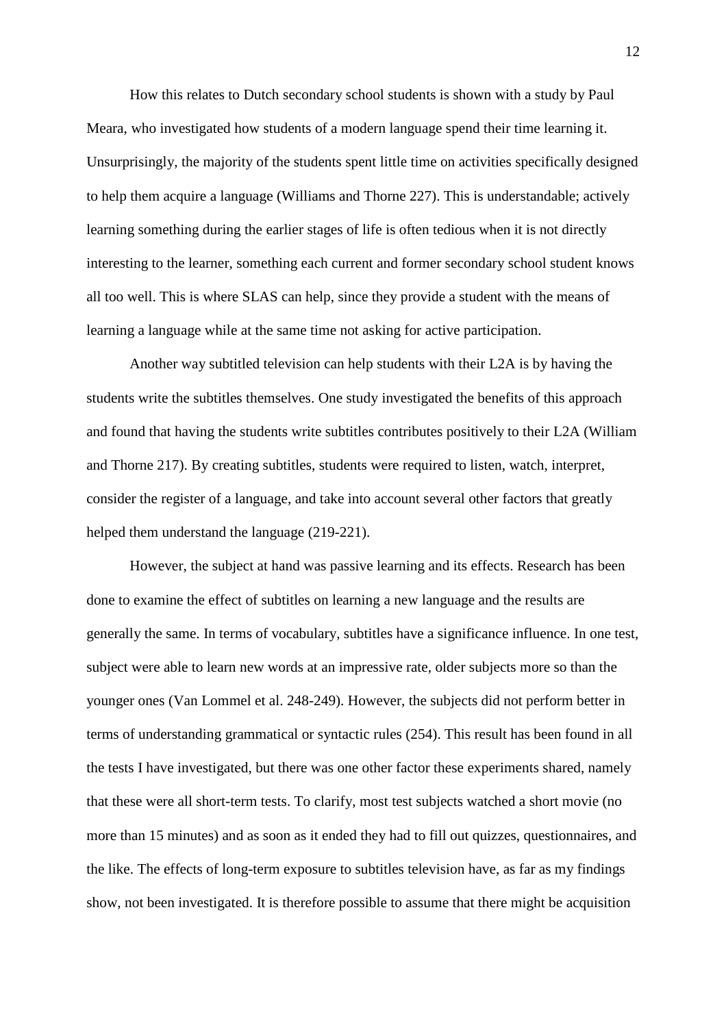How this relates to Dutch secondary school students is shown with a study by Paul Meara, who investigated how students of a modern language spend their time learning it. Unsurprisingly, the majority of the students spent little time on activities specifically designed to help them acquire a language (Williams and Thorne 227). This is understandable; actively learning something during the earlier stages of life is often tedious when it is not directly interesting to the learner, something each current and former secondary school student knows all too well. This is where SLAS can help, since they provide a student with the means of learning a language while at the same time not asking for active participation.

Another way subtitled television can help students with their L2A is by having the students write the subtitles themselves. One study investigated the benefits of this approach and found that having the students write subtitles contributes positively to their L2A (William and Thorne 217). By creating subtitles, students were required to listen, watch, interpret, consider the register of a language, and take into account several other factors that greatly helped them understand the language (219-221).

However, the subject at hand was passive learning and its effects. Research has been done to examine the effect of subtitles on learning a new language and the results are generally the same. In terms of vocabulary, subtitles have a significance influence. In one test, subject were able to learn new words at an impressive rate, older subjects more so than the younger ones (Van Lommel et al. 248-249). However, the subjects did not perform better in terms of understanding grammatical or syntactic rules (254). This result has been found in all the tests I have investigated, but there was one other factor these experiments shared, namely that these were all short-term tests. To clarify, most test subjects watched a short movie (no more than 15 minutes) and as soon as it ended they had to fill out quizzes, questionnaires, and the like. The effects of long-term exposure to subtitles television have, as far as my findings show, not been investigated. It is therefore possible to assume that there might be acquisition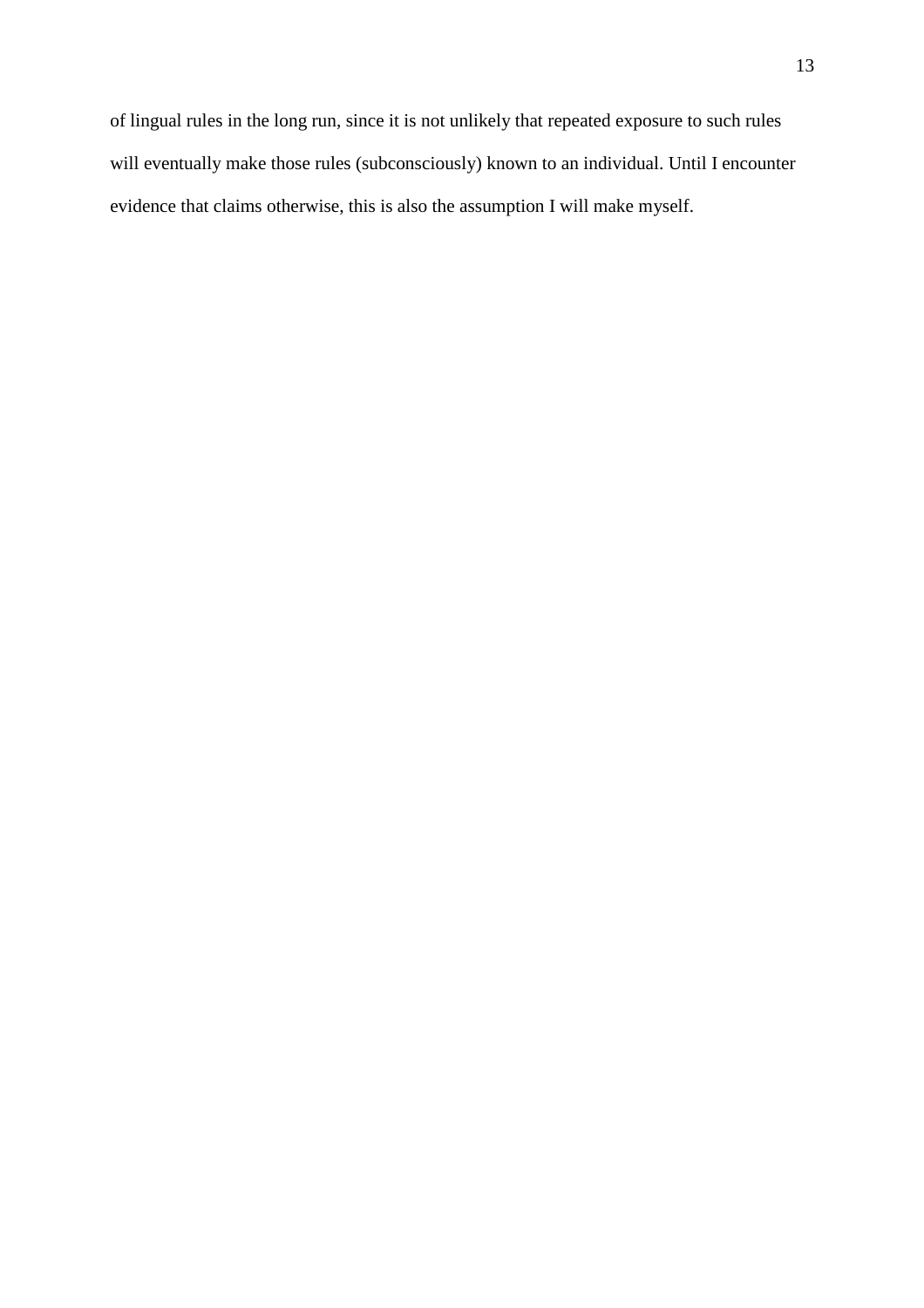of lingual rules in the long run, since it is not unlikely that repeated exposure to such rules will eventually make those rules (subconsciously) known to an individual. Until I encounter evidence that claims otherwise, this is also the assumption I will make myself.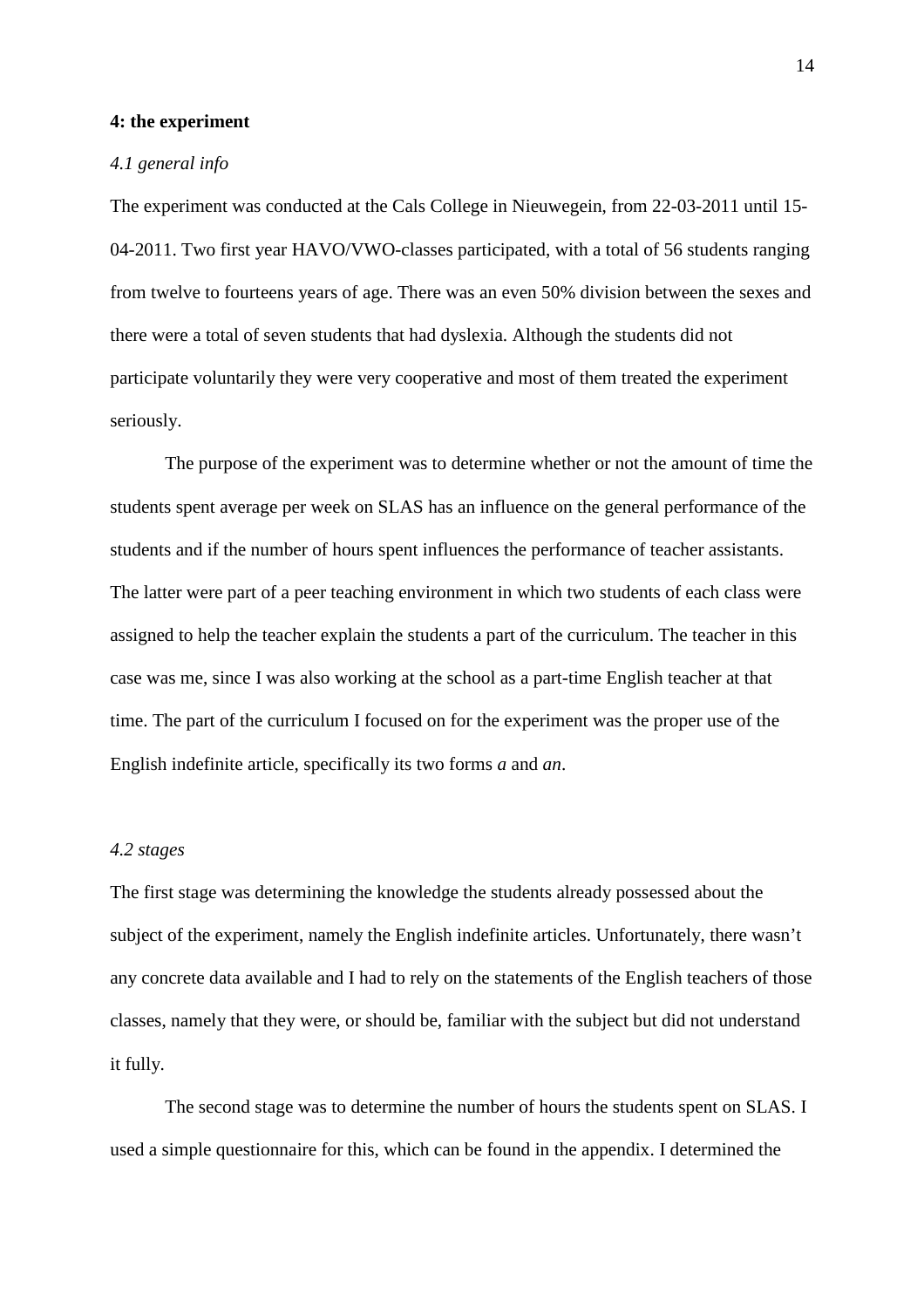## 4: the experiment

### *4.1 general info*

The experiment was conducted at the Cals College in Nieuwegein, from 22-03-2011 until 15-04-2011. Two first year HAVO/VWO-classes participated, with a total of 56 students ranging from twelve to fourteens years of age. There was an even 50% division between the sexes and there were a total of seven students that had dyslexia. Although the students did not participate voluntarily they were very cooperative and most of them treated the experiment seriously.

The purpose of the experiment was to determine whether or not the amount of time the students spent average per week on SLAS has an influence on the general performance of the students and if the number of hours spent influences the performance of teacher assistants. The latter were part of a peer teaching environment in which two students of each class were assigned to help the teacher explain the students a part of the curriculum. The teacher in this case was me, since I was also working at the school as a part-time English teacher at that time. The part of the curriculum I focused on for the experiment was the proper use of the English indefinite article, specifically its two forms *a* and *an*.

### *4.2 stages*

The first stage was determining the knowledge the students already possessed about the subject of the experiment, namely the English indefinite articles. Unfortunately, there wasn't any concrete data available and I had to rely on the statements of the English teachers of those classes, namely that they were, or should be, familiar with the subject but did not understand it fully.

The second stage was to determine the number of hours the students spent on SLAS. I used a simple questionnaire for this, which can be found in the appendix. I determined the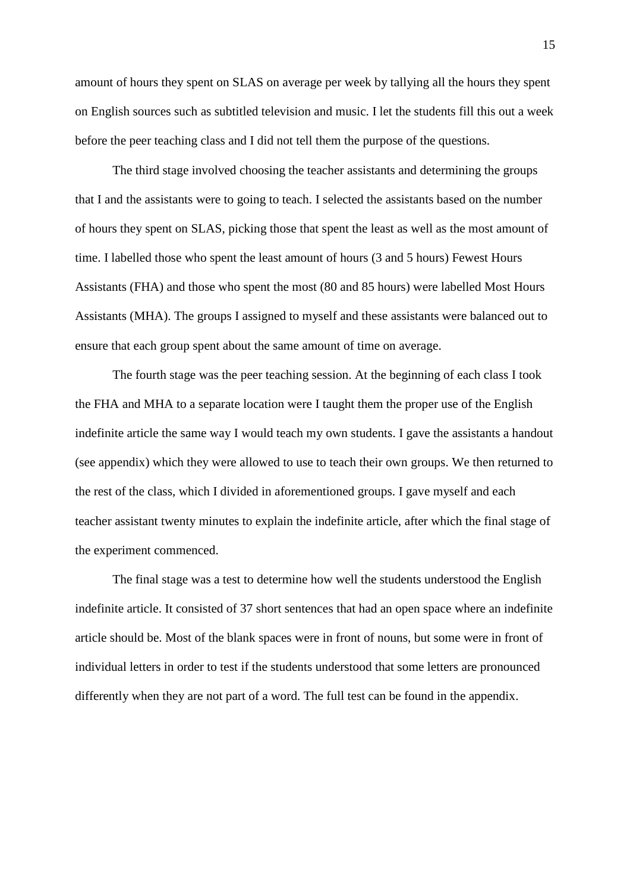amount of hours they spent on SLAS on average per week by tallying all the hours they spent on English sources such as subtitled television and music. I let the students fill this out a week before the peer teaching class and I did not tell them the purpose of the questions.

The third stage involved choosing the teacher assistants and determining the groups that I and the assistants were to going to teach. I selected the assistants based on the number of hours they spent on SLAS, picking those that spent the least as well as the most amount of time. I labelled those who spent the least amount of hours (3 and 5 hours) Fewest Hours Assistants (FHA) and those who spent the most (80 and 85 hours) were labelled Most Hours Assistants (MHA). The groups I assigned to myself and these assistants were balanced out to ensure that each group spent about the same amount of time on average.

The fourth stage was the peer teaching session. At the beginning of each class I took the FHA and MHA to a separate location were I taught them the proper use of the English indefinite article the same way I would teach my own students. I gave the assistants a handout (see appendix) which they were allowed to use to teach their own groups. We then returned to the rest of the class, which I divided in aforementioned groups. I gave myself and each teacher assistant twenty minutes to explain the indefinite article, after which the final stage of the experiment commenced.

The final stage was a test to determine how well the students understood the English indefinite article. It consisted of 37 short sentences that had an open space where an indefinite article should be. Most of the blank spaces were in front of nouns, but some were in front of individual letters in order to test if the students understood that some letters are pronounced differently when they are not part of a word. The full test can be found in the appendix.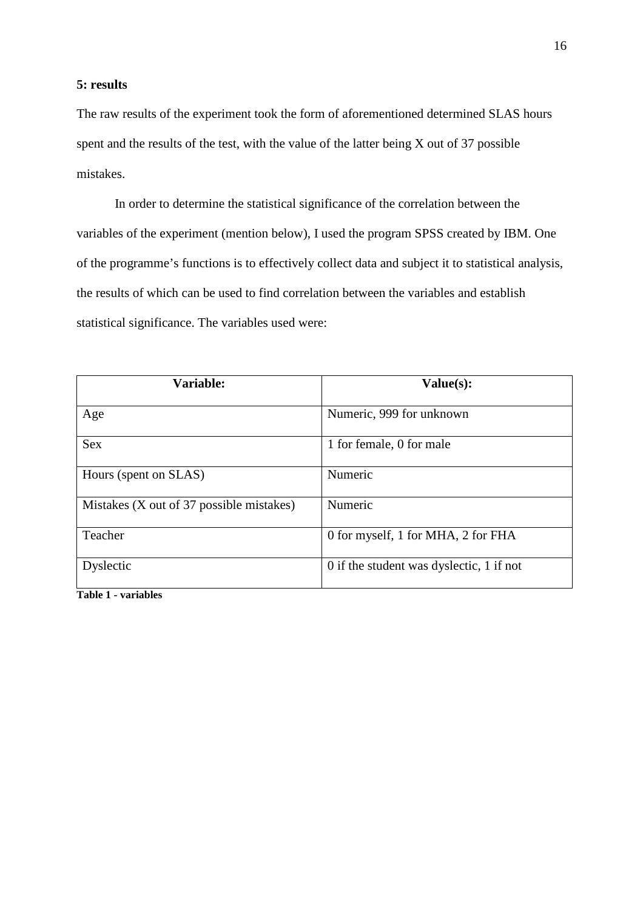## 5: results

The raw results of the experiment took the form of aforementioned determined SLAS hours spent and the results of the test, with the value of the latter being X out of 37 possible mistakes.

In order to determine the statistical significance of the correlation between the variables of the experiment (mention below), I used the program SPSS created by IBM. One of the programme's functions is to effectively collect data and subject it to statistical analysis, the results of which can be used to find correlation between the variables and establish statistical significance. The variables used were:

| Variable: | Value(s): |
| --- | --- |
| Age | Numeric, 999 for unknown |
| Sex | 1 for female, 0 for male |
| Hours (spent on SLAS) | Numeric |
| Mistakes (X out of 37 possible mistakes) | Numeric |
| Teacher | 0 for myself, 1 for MHA, 2 for FHA |
| Dyslectic | 0 if the student was dyslectic, 1 if not |

**Table 1 - variables**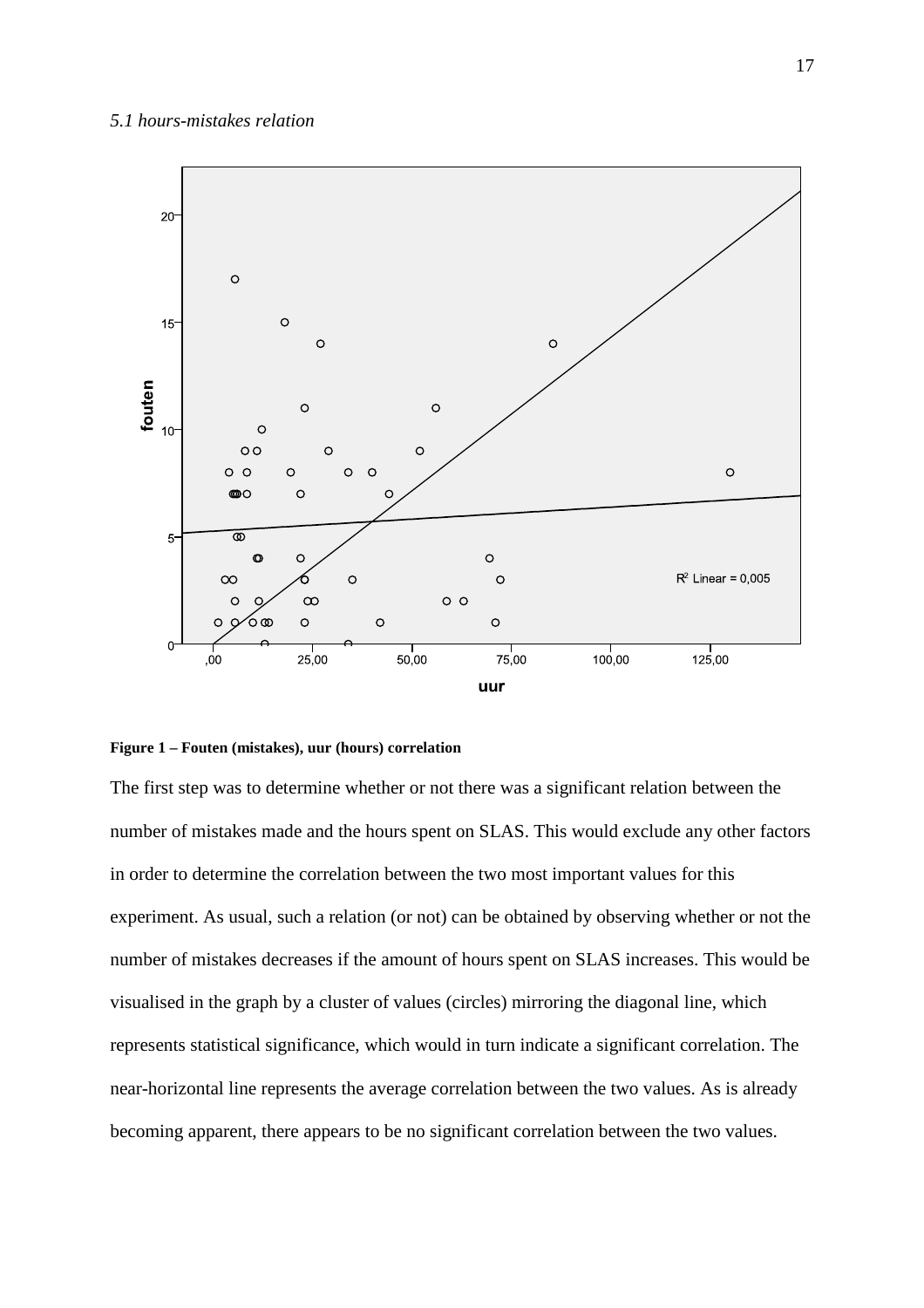*5.1 hours-mistakes relation*

**Figure 1 – Fouten (mistakes), uur (hours) correlation**

The first step was to determine whether or not there was a significant relation between the number of mistakes made and the hours spent on SLAS. This would exclude any other factors in order to determine the correlation between the two most important values for this experiment. As usual, such a relation (or not) can be obtained by observing whether or not the number of mistakes decreases if the amount of hours spent on SLAS increases. This would be visualised in the graph by a cluster of values (circles) mirroring the diagonal line, which represents statistical significance, which would in turn indicate a significant correlation. The near-horizontal line represents the average correlation between the two values. As is already becoming apparent, there appears to be no significant correlation between the two values.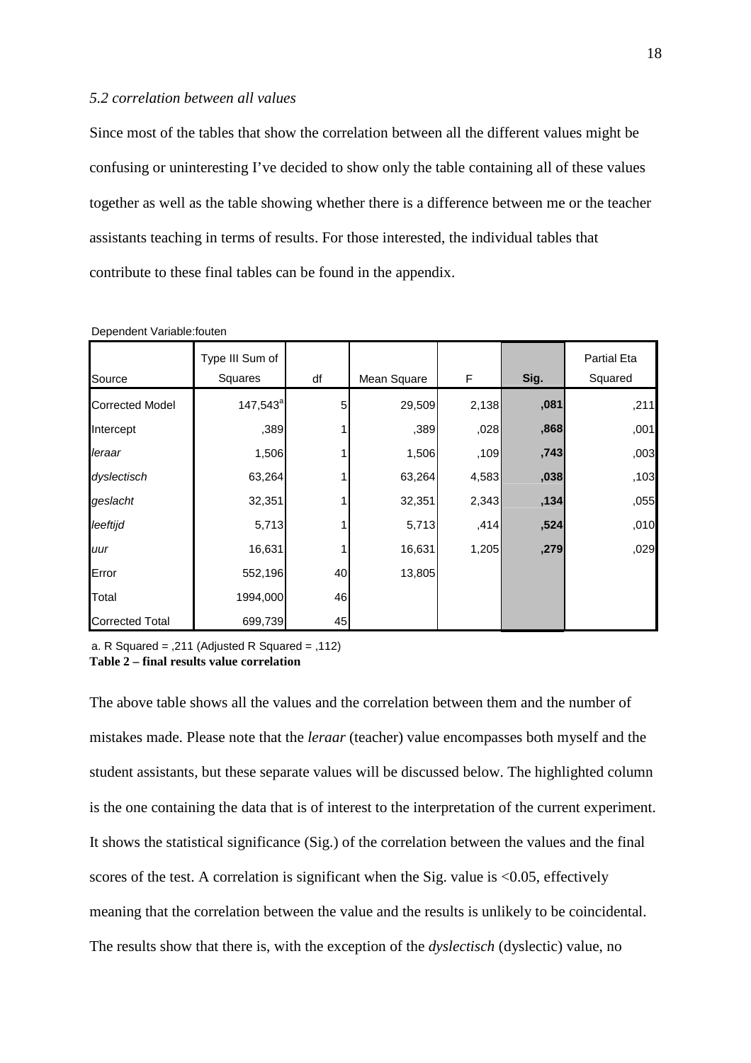*5.2 correlation between all values*

Since most of the tables that show the correlation between all the different values might be confusing or uninteresting I've decided to show only the table containing all of these values together as well as the table showing whether there is a difference between me or the teacher assistants teaching in terms of results. For those interested, the individual tables that contribute to these final tables can be found in the appendix.

Dependent Variable:fouten

| Source | Type III Sum of Squares | df | Mean Square | F | **Sig.** | Partial Eta Squared |
|---|---|---|---|---|---|---|
| Corrected Model | 147,543[a] | 5 | 29,509 | 2,138 | **,081** | ,211 |
| Intercept | ,389 | 1 | ,389 | ,028 | **,868** | ,001 |
| *leraar* | 1,506 | 1 | 1,506 | ,109 | **,743** | ,003 |
| *dyslectisch* | 63,264 | 1 | 63,264 | 4,583 | **,038** | ,103 |
| *geslacht* | 32,351 | 1 | 32,351 | 2,343 | **,134** | ,055 |
| *leeftijd* | 5,713 | 1 | 5,713 | ,414 | **,524** | ,010 |
| *uur* | 16,631 | 1 | 16,631 | 1,205 | **,279** | ,029 |
| Error | 552,196 | 40 | 13,805 | | | |
| Total | 1994,000 | 46 | | | | |
| Corrected Total | 699,739 | 45 | | | | |

a. R Squared = ,211 (Adjusted R Squared = ,112)

**Table 2 – final results value correlation**

The above table shows all the values and the correlation between them and the number of mistakes made. Please note that the *leraar* (teacher) value encompasses both myself and the student assistants, but these separate values will be discussed below. The highlighted column is the one containing the data that is of interest to the interpretation of the current experiment. It shows the statistical significance (Sig.) of the correlation between the values and the final scores of the test. A correlation is significant when the Sig. value is <0.05, effectively meaning that the correlation between the value and the results is unlikely to be coincidental. The results show that there is, with the exception of the *dyslectisch* (dyslectic) value, no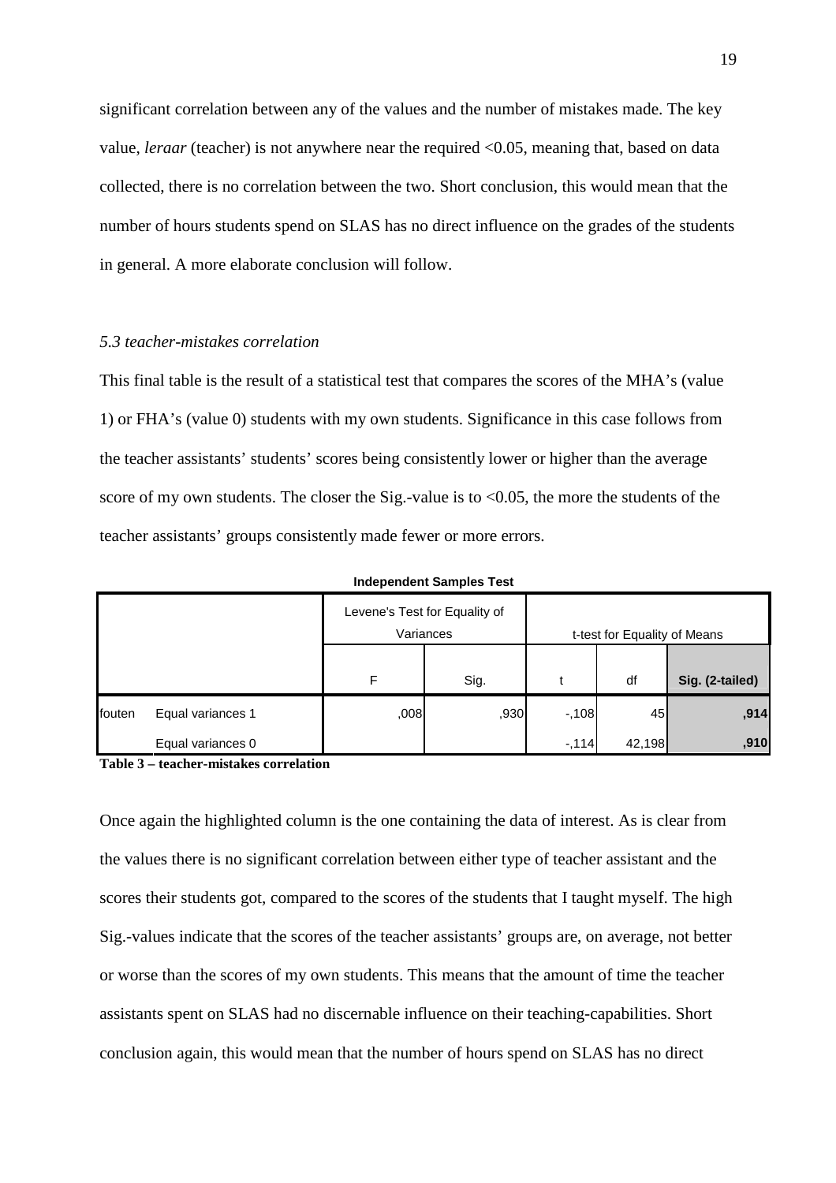significant correlation between any of the values and the number of mistakes made. The key value, *leraar* (teacher) is not anywhere near the required <0.05, meaning that, based on data collected, there is no correlation between the two. Short conclusion, this would mean that the number of hours students spend on SLAS has no direct influence on the grades of the students in general. A more elaborate conclusion will follow.

### *5.3 teacher-mistakes correlation*

This final table is the result of a statistical test that compares the scores of the MHA's (value 1) or FHA's (value 0) students with my own students. Significance in this case follows from the teacher assistants' students' scores being consistently lower or higher than the average score of my own students. The closer the Sig.-value is to <0.05, the more the students of the teacher assistants' groups consistently made fewer or more errors.

**Independent Samples Test**

| | | Levene's Test for Equality of Variances | | t-test for Equality of Means | | |
|---|---|---|---|---|---|---|
| | | F | Sig. | t | df | **Sig. (2-tailed)** |
| fouten | Equal variances 1 | ,008 | ,930 | -,108 | 45 | **,914** |
| | Equal variances 0 | | | -,114 | 42,198 | **,910** |

**Table 3 – teacher-mistakes correlation**

Once again the highlighted column is the one containing the data of interest. As is clear from the values there is no significant correlation between either type of teacher assistant and the scores their students got, compared to the scores of the students that I taught myself. The high Sig.-values indicate that the scores of the teacher assistants' groups are, on average, not better or worse than the scores of my own students. This means that the amount of time the teacher assistants spent on SLAS had no discernable influence on their teaching-capabilities. Short conclusion again, this would mean that the number of hours spend on SLAS has no direct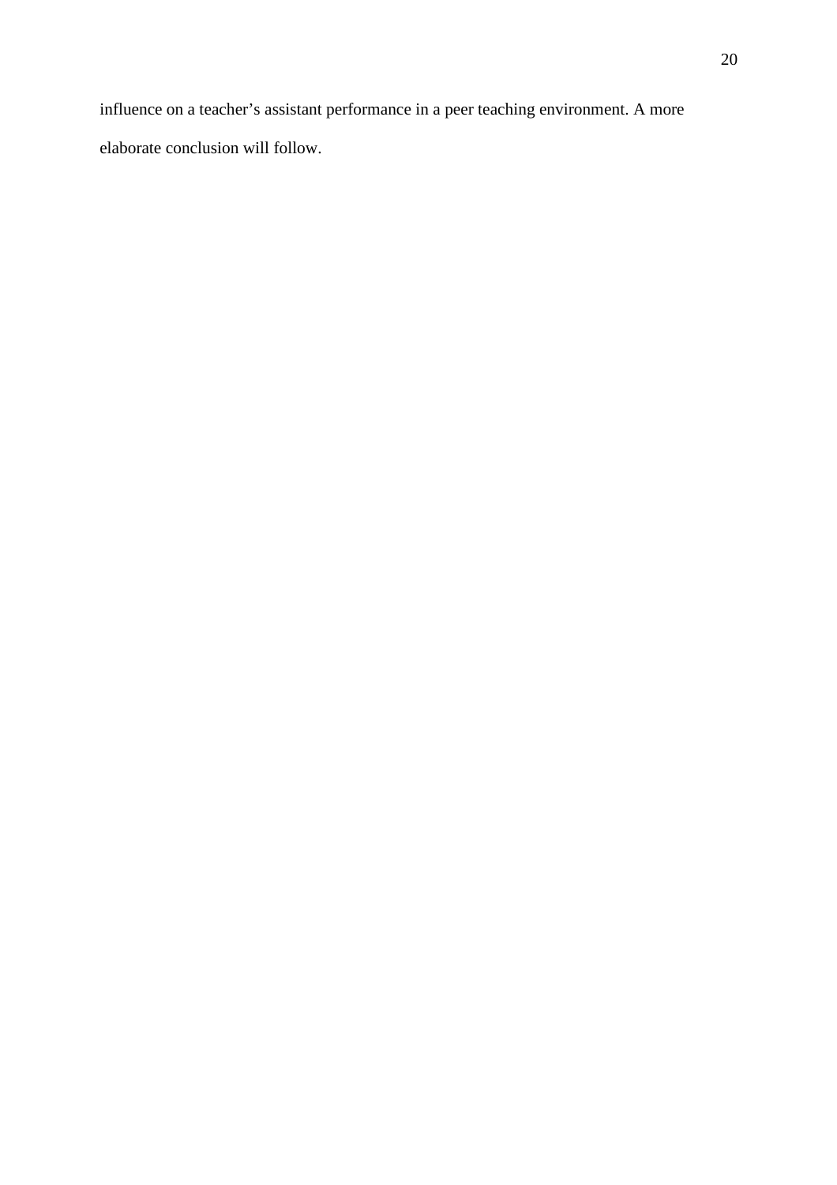influence on a teacher's assistant performance in a peer teaching environment. A more elaborate conclusion will follow.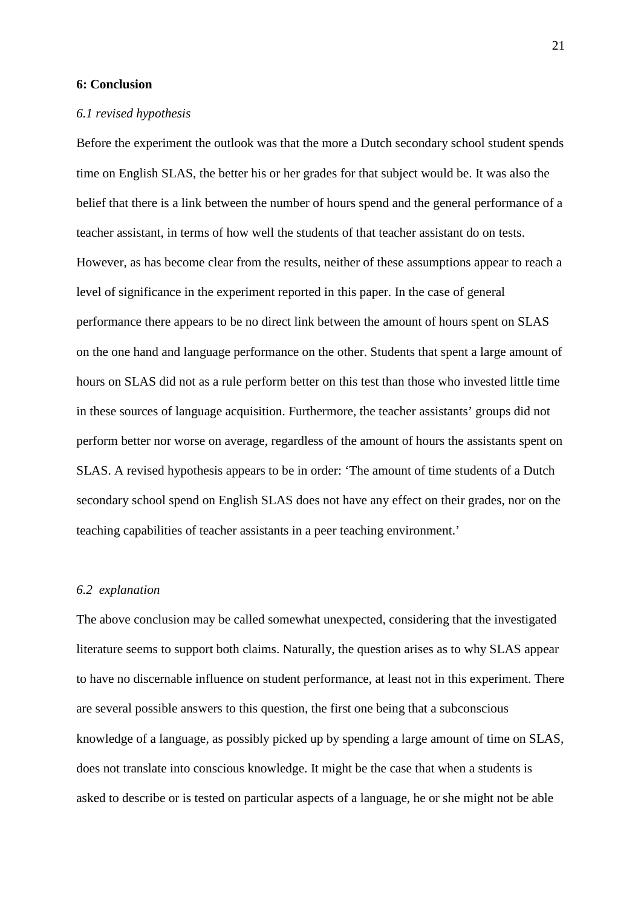## 6: Conclusion

### *6.1 revised hypothesis*

Before the experiment the outlook was that the more a Dutch secondary school student spends time on English SLAS, the better his or her grades for that subject would be. It was also the belief that there is a link between the number of hours spend and the general performance of a teacher assistant, in terms of how well the students of that teacher assistant do on tests. However, as has become clear from the results, neither of these assumptions appear to reach a level of significance in the experiment reported in this paper. In the case of general performance there appears to be no direct link between the amount of hours spent on SLAS on the one hand and language performance on the other. Students that spent a large amount of hours on SLAS did not as a rule perform better on this test than those who invested little time in these sources of language acquisition. Furthermore, the teacher assistants' groups did not perform better nor worse on average, regardless of the amount of hours the assistants spent on SLAS. A revised hypothesis appears to be in order: 'The amount of time students of a Dutch secondary school spend on English SLAS does not have any effect on their grades, nor on the teaching capabilities of teacher assistants in a peer teaching environment.'

### *6.2 explanation*

The above conclusion may be called somewhat unexpected, considering that the investigated literature seems to support both claims. Naturally, the question arises as to why SLAS appear to have no discernable influence on student performance, at least not in this experiment. There are several possible answers to this question, the first one being that a subconscious knowledge of a language, as possibly picked up by spending a large amount of time on SLAS, does not translate into conscious knowledge. It might be the case that when a students is asked to describe or is tested on particular aspects of a language, he or she might not be able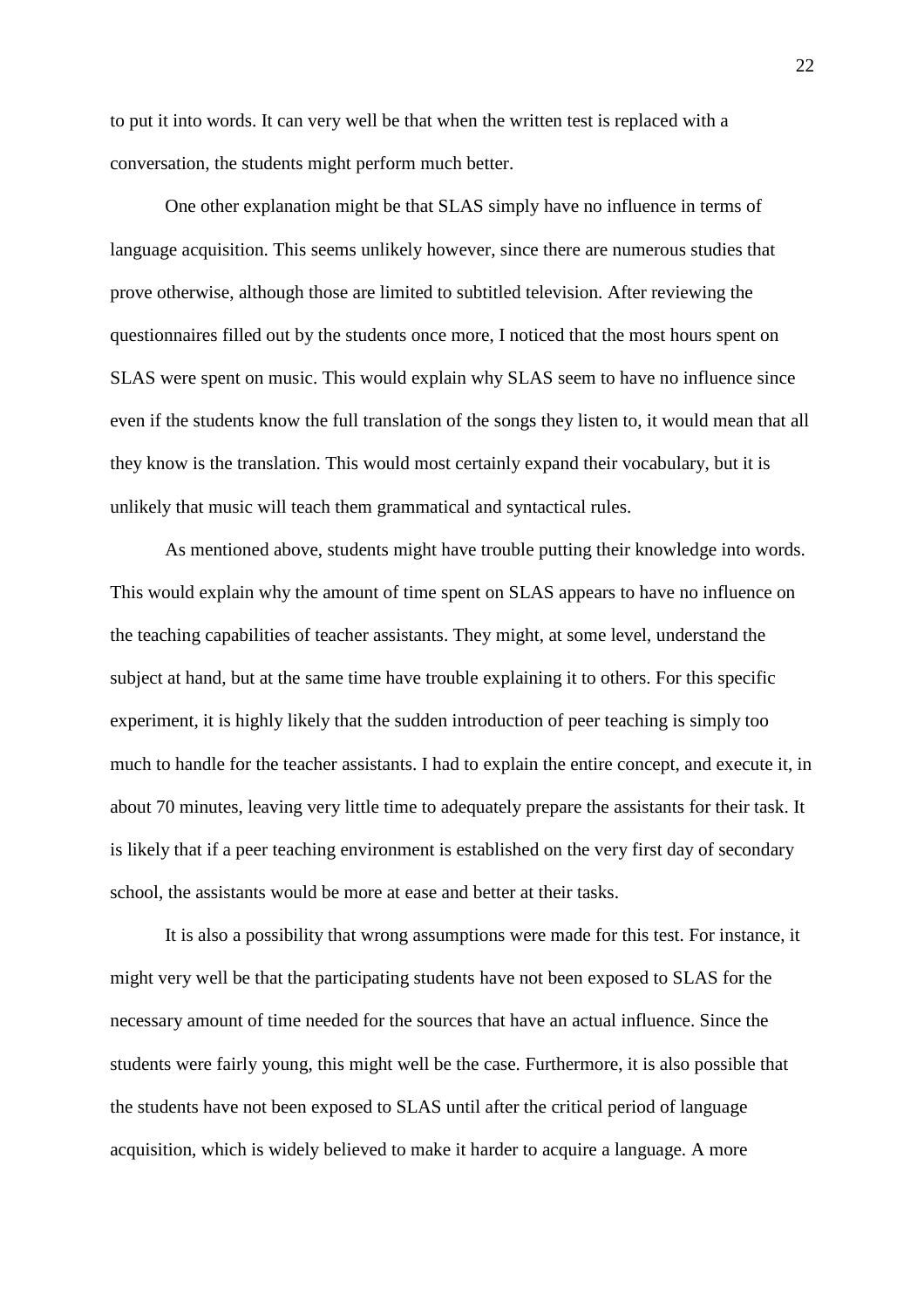to put it into words. It can very well be that when the written test is replaced with a conversation, the students might perform much better.

One other explanation might be that SLAS simply have no influence in terms of language acquisition. This seems unlikely however, since there are numerous studies that prove otherwise, although those are limited to subtitled television. After reviewing the questionnaires filled out by the students once more, I noticed that the most hours spent on SLAS were spent on music. This would explain why SLAS seem to have no influence since even if the students know the full translation of the songs they listen to, it would mean that all they know is the translation. This would most certainly expand their vocabulary, but it is unlikely that music will teach them grammatical and syntactical rules.

As mentioned above, students might have trouble putting their knowledge into words. This would explain why the amount of time spent on SLAS appears to have no influence on the teaching capabilities of teacher assistants. They might, at some level, understand the subject at hand, but at the same time have trouble explaining it to others. For this specific experiment, it is highly likely that the sudden introduction of peer teaching is simply too much to handle for the teacher assistants. I had to explain the entire concept, and execute it, in about 70 minutes, leaving very little time to adequately prepare the assistants for their task. It is likely that if a peer teaching environment is established on the very first day of secondary school, the assistants would be more at ease and better at their tasks.

It is also a possibility that wrong assumptions were made for this test. For instance, it might very well be that the participating students have not been exposed to SLAS for the necessary amount of time needed for the sources that have an actual influence. Since the students were fairly young, this might well be the case. Furthermore, it is also possible that the students have not been exposed to SLAS until after the critical period of language acquisition, which is widely believed to make it harder to acquire a language. A more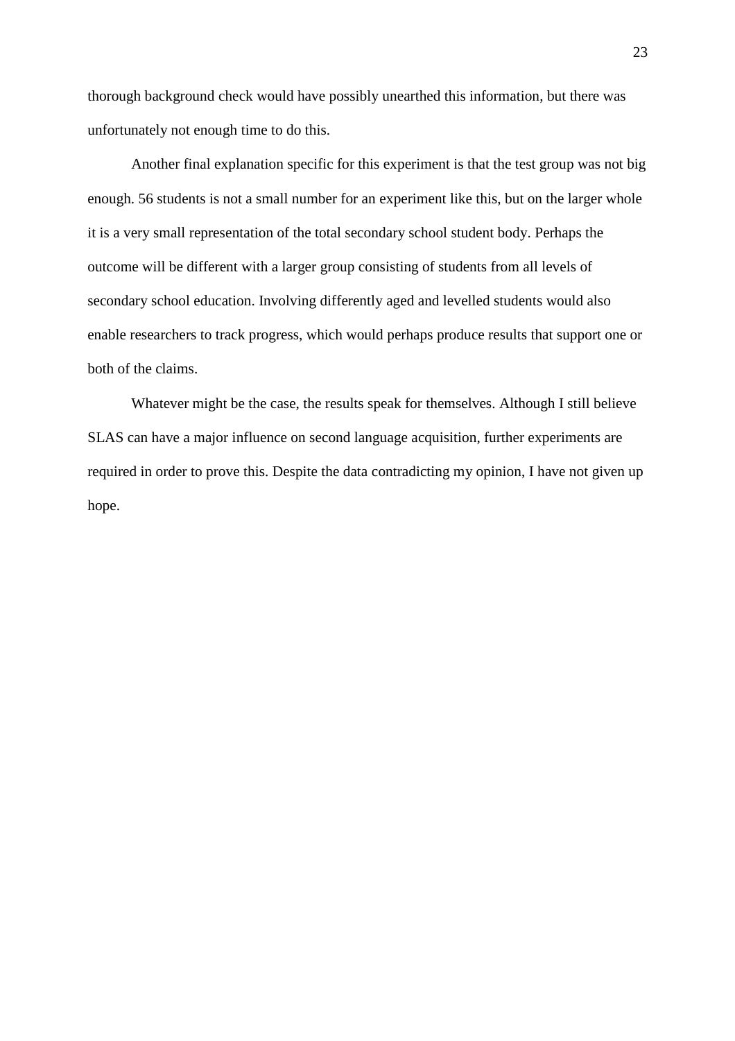thorough background check would have possibly unearthed this information, but there was unfortunately not enough time to do this.

Another final explanation specific for this experiment is that the test group was not big enough. 56 students is not a small number for an experiment like this, but on the larger whole it is a very small representation of the total secondary school student body. Perhaps the outcome will be different with a larger group consisting of students from all levels of secondary school education. Involving differently aged and levelled students would also enable researchers to track progress, which would perhaps produce results that support one or both of the claims.

Whatever might be the case, the results speak for themselves. Although I still believe SLAS can have a major influence on second language acquisition, further experiments are required in order to prove this. Despite the data contradicting my opinion, I have not given up hope.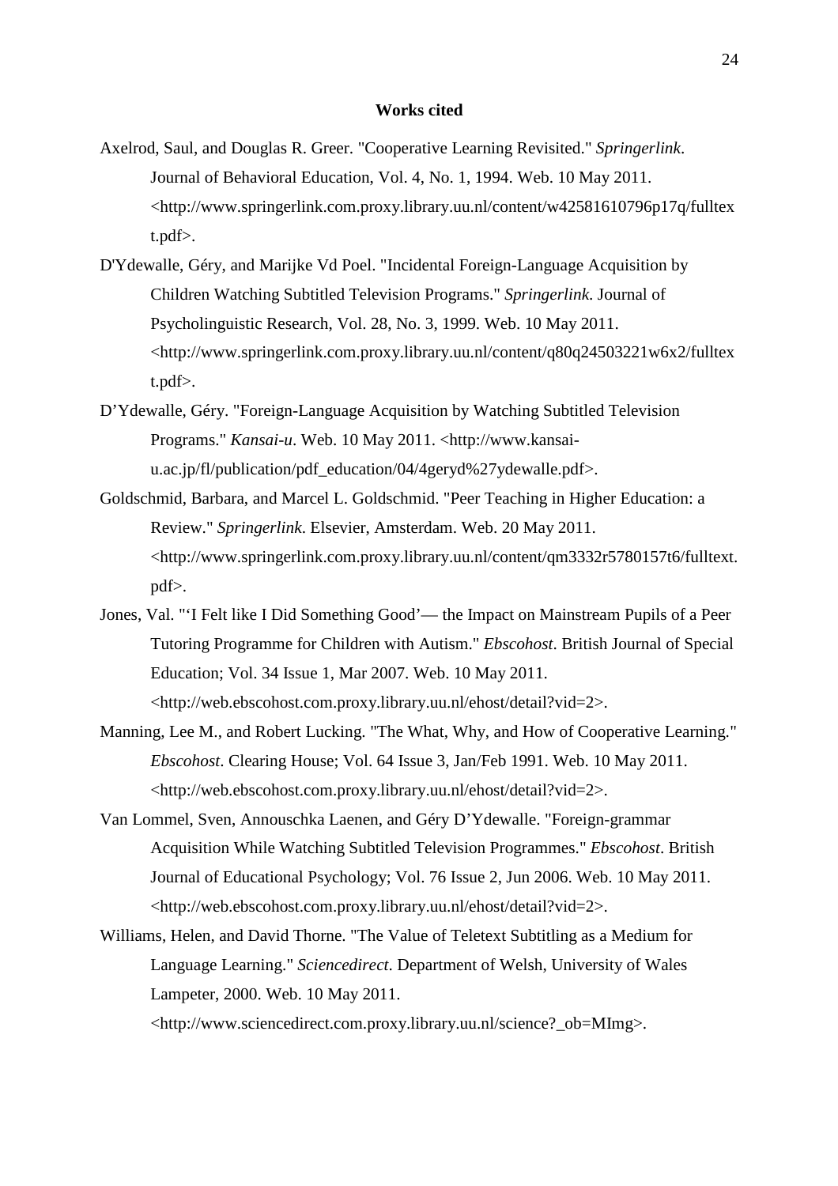**Works cited**

Axelrod, Saul, and Douglas R. Greer. "Cooperative Learning Revisited." *Springerlink*. Journal of Behavioral Education, Vol. 4, No. 1, 1994. Web. 10 May 2011. <http://www.springerlink.com.proxy.library.uu.nl/content/w42581610796p17q/fulltext.pdf>.

D'Ydewalle, Géry, and Marijke Vd Poel. "Incidental Foreign-Language Acquisition by Children Watching Subtitled Television Programs." *Springerlink*. Journal of Psycholinguistic Research, Vol. 28, No. 3, 1999. Web. 10 May 2011. <http://www.springerlink.com.proxy.library.uu.nl/content/q80q24503221w6x2/fulltext.pdf>.

D'Ydewalle, Géry. "Foreign-Language Acquisition by Watching Subtitled Television Programs." *Kansai-u*. Web. 10 May 2011. <http://www.kansai-u.ac.jp/fl/publication/pdf_education/04/4geryd%27ydewalle.pdf>.

Goldschmid, Barbara, and Marcel L. Goldschmid. "Peer Teaching in Higher Education: a Review." *Springerlink*. Elsevier, Amsterdam. Web. 20 May 2011. <http://www.springerlink.com.proxy.library.uu.nl/content/qm3332r5780157t6/fulltext.pdf>.

Jones, Val. "'I Felt like I Did Something Good'— the Impact on Mainstream Pupils of a Peer Tutoring Programme for Children with Autism." *Ebscohost*. British Journal of Special Education; Vol. 34 Issue 1, Mar 2007. Web. 10 May 2011. <http://web.ebscohost.com.proxy.library.uu.nl/ehost/detail?vid=2>.

Manning, Lee M., and Robert Lucking. "The What, Why, and How of Cooperative Learning." *Ebscohost*. Clearing House; Vol. 64 Issue 3, Jan/Feb 1991. Web. 10 May 2011. <http://web.ebscohost.com.proxy.library.uu.nl/ehost/detail?vid=2>.

Van Lommel, Sven, Annouschka Laenen, and Géry D'Ydewalle. "Foreign-grammar Acquisition While Watching Subtitled Television Programmes." *Ebscohost*. British Journal of Educational Psychology; Vol. 76 Issue 2, Jun 2006. Web. 10 May 2011. <http://web.ebscohost.com.proxy.library.uu.nl/ehost/detail?vid=2>.

Williams, Helen, and David Thorne. "The Value of Teletext Subtitling as a Medium for Language Learning." *Sciencedirect*. Department of Welsh, University of Wales Lampeter, 2000. Web. 10 May 2011. <http://www.sciencedirect.com.proxy.library.uu.nl/science?_ob=MImg>.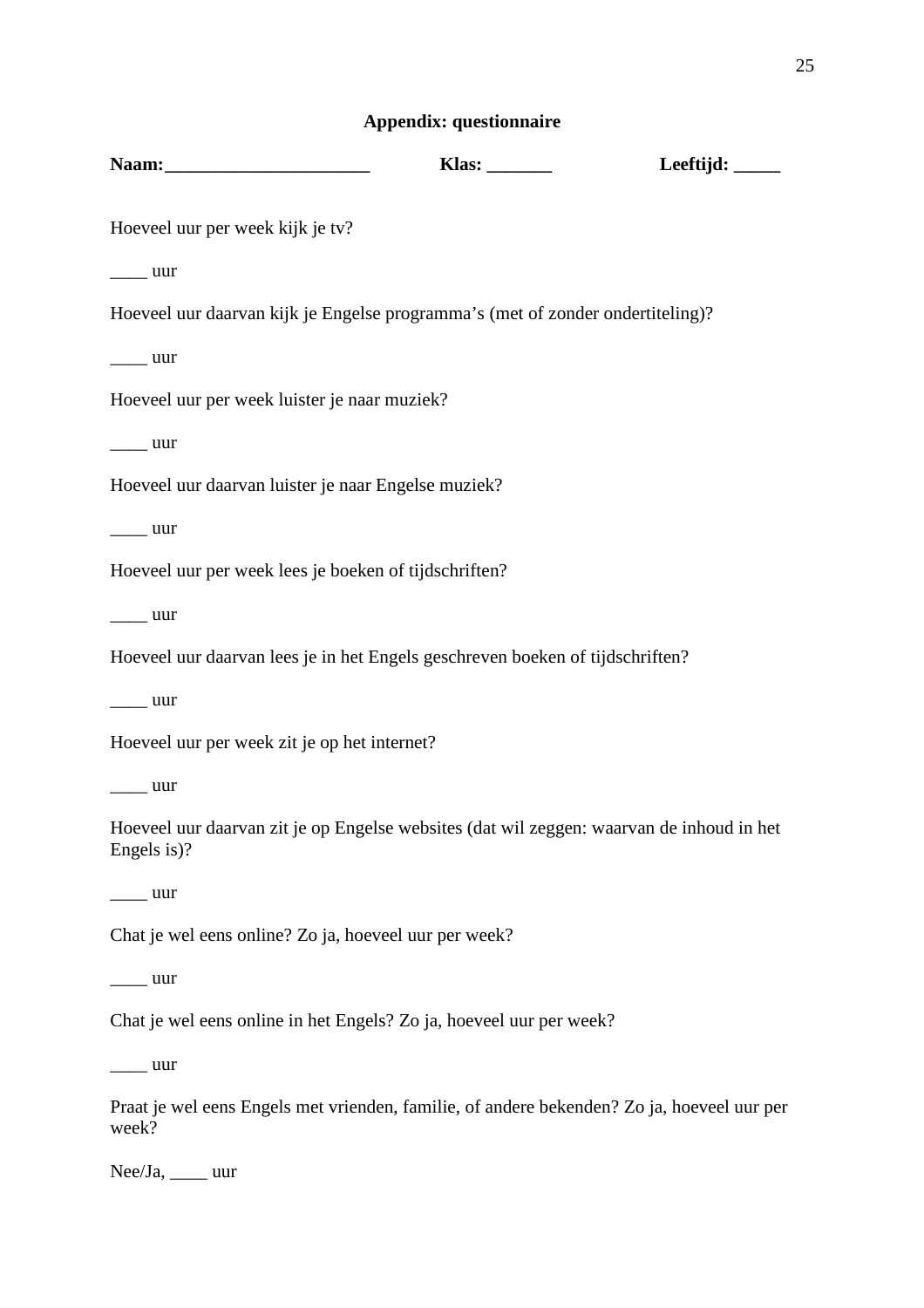## Appendix: questionnaire

**Naam:______________________** **Klas: _______** **Leeftijd: _____**

Hoeveel uur per week kijk je tv?

____ uur

Hoeveel uur daarvan kijk je Engelse programma's (met of zonder ondertiteling)?

____ uur

Hoeveel uur per week luister je naar muziek?

____ uur

Hoeveel uur daarvan luister je naar Engelse muziek?

____ uur

Hoeveel uur per week lees je boeken of tijdschriften?

____ uur

Hoeveel uur daarvan lees je in het Engels geschreven boeken of tijdschriften?

____ uur

Hoeveel uur per week zit je op het internet?

____ uur

Hoeveel uur daarvan zit je op Engelse websites (dat wil zeggen: waarvan de inhoud in het Engels is)?

____ uur

Chat je wel eens online? Zo ja, hoeveel uur per week?

____ uur

Chat je wel eens online in het Engels? Zo ja, hoeveel uur per week?

____ uur

Praat je wel eens Engels met vrienden, familie, of andere bekenden? Zo ja, hoeveel uur per week?

Nee/Ja, ____ uur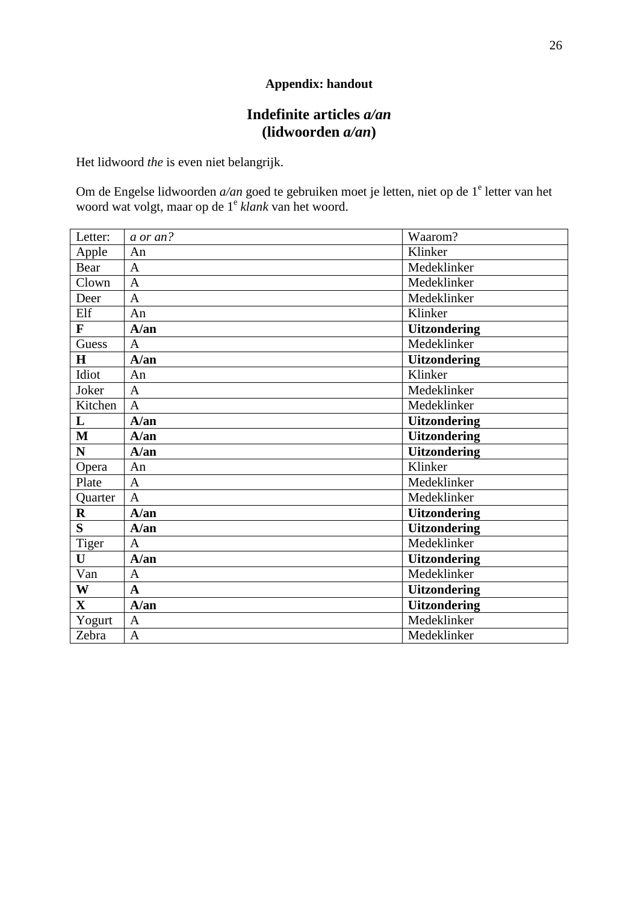**Appendix: handout**

## Indefinite articles *a/an* (lidwoorden *a/an*)

Het lidwoord *the* is even niet belangrijk.

Om de Engelse lidwoorden *a/an* goed te gebruiken moet je letten, niet op de 1e letter van het woord wat volgt, maar op de 1e *klank* van het woord.

| Letter: | *a or an?* | Waarom? |
|---|---|---|
| Apple | An | Klinker |
| Bear | A | Medeklinker |
| Clown | A | Medeklinker |
| Deer | A | Medeklinker |
| Elf | An | Klinker |
| **F** | **A/an** | **Uitzondering** |
| Guess | A | Medeklinker |
| **H** | **A/an** | **Uitzondering** |
| Idiot | An | Klinker |
| Joker | A | Medeklinker |
| Kitchen | A | Medeklinker |
| **L** | **A/an** | **Uitzondering** |
| **M** | **A/an** | **Uitzondering** |
| **N** | **A/an** | **Uitzondering** |
| Opera | An | Klinker |
| Plate | A | Medeklinker |
| Quarter | A | Medeklinker |
| **R** | **A/an** | **Uitzondering** |
| **S** | **A/an** | **Uitzondering** |
| Tiger | A | Medeklinker |
| **U** | **A/an** | **Uitzondering** |
| Van | A | Medeklinker |
| **W** | **A** | **Uitzondering** |
| **X** | **A/an** | **Uitzondering** |
| Yogurt | A | Medeklinker |
| Zebra | A | Medeklinker |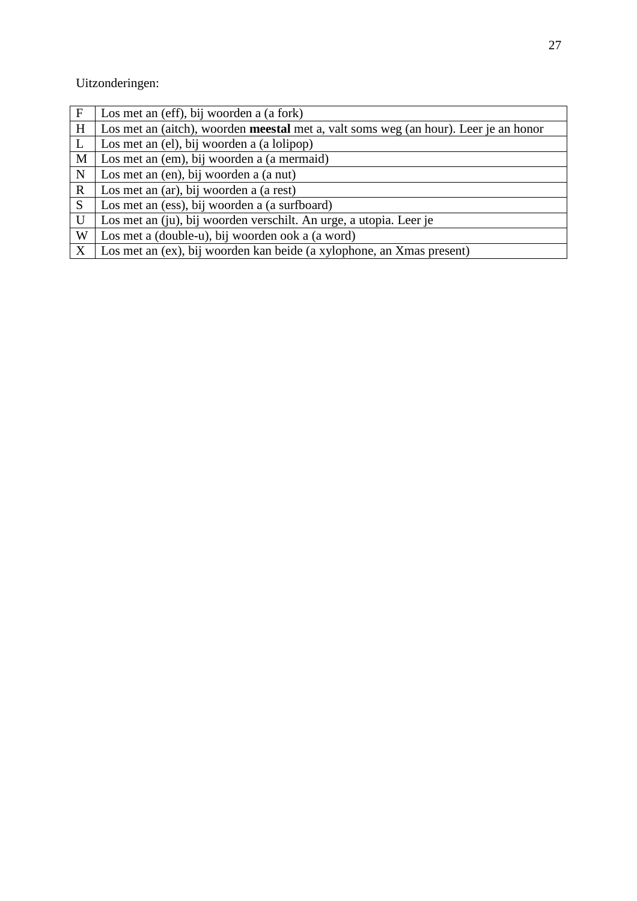Uitzonderingen:

| | |
|---|---|
| F | Los met an (eff), bij woorden a (a fork) |
| H | Los met an (aitch), woorden **meestal** met a, valt soms weg (an hour). Leer je an honor |
| L | Los met an (el), bij woorden a (a lolipop) |
| M | Los met an (em), bij woorden a (a mermaid) |
| N | Los met an (en), bij woorden a (a nut) |
| R | Los met an (ar), bij woorden a (a rest) |
| S | Los met an (ess), bij woorden a (a surfboard) |
| U | Los met an (ju), bij woorden verschilt. An urge, a utopia. Leer je |
| W | Los met a (double-u), bij woorden ook a (a word) |
| X | Los met an (ex), bij woorden kan beide (a xylophone, an Xmas present) |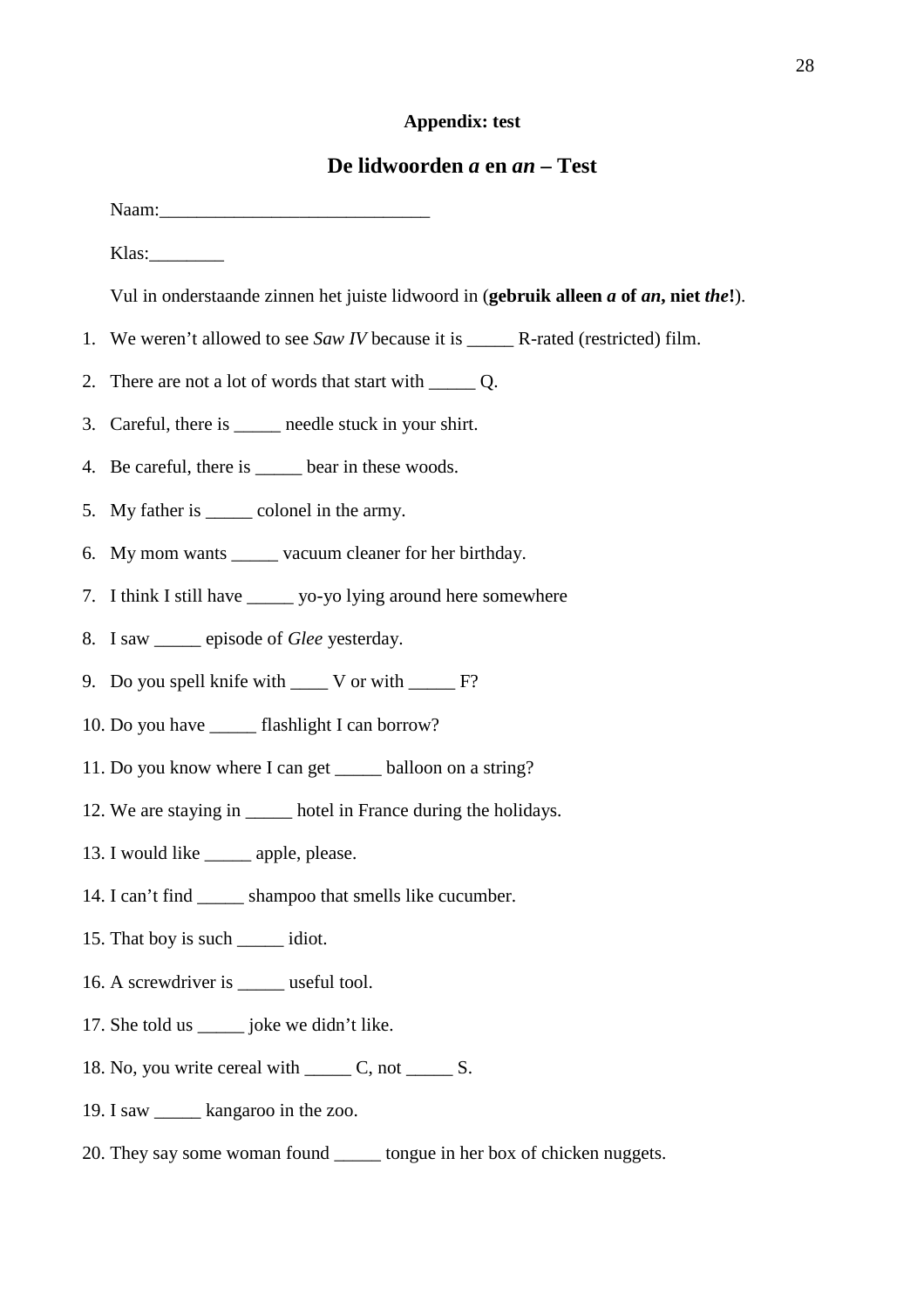**Appendix: test**

## De lidwoorden *a* en *an* – Test

Naam:____________________________

Klas:________

Vul in onderstaande zinnen het juiste lidwoord in (**gebruik alleen *a* of *an*, niet *the*!**).

1. We weren't allowed to see *Saw IV* because it is _____ R-rated (restricted) film.
2. There are not a lot of words that start with _____ Q.
3. Careful, there is _____ needle stuck in your shirt.
4. Be careful, there is _____ bear in these woods.
5. My father is _____ colonel in the army.
6. My mom wants _____ vacuum cleaner for her birthday.
7. I think I still have _____ yo-yo lying around here somewhere
8. I saw _____ episode of *Glee* yesterday.
9. Do you spell knife with ____ V or with _____ F?
10. Do you have _____ flashlight I can borrow?
11. Do you know where I can get _____ balloon on a string?
12. We are staying in _____ hotel in France during the holidays.
13. I would like _____ apple, please.
14. I can't find _____ shampoo that smells like cucumber.
15. That boy is such _____ idiot.
16. A screwdriver is _____ useful tool.
17. She told us _____ joke we didn't like.
18. No, you write cereal with _____ C, not _____ S.
19. I saw _____ kangaroo in the zoo.
20. They say some woman found _____ tongue in her box of chicken nuggets.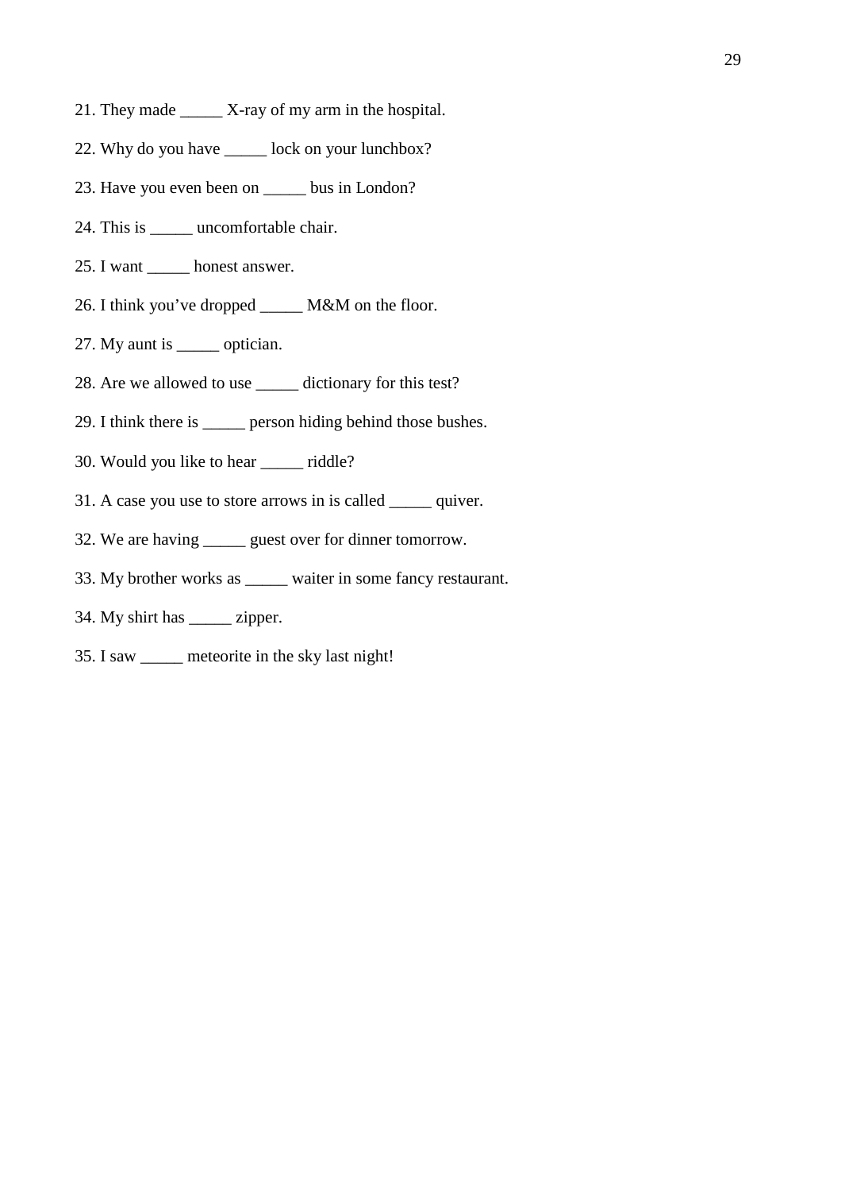21. They made _____ X-ray of my arm in the hospital.

22. Why do you have _____ lock on your lunchbox?

23. Have you even been on _____ bus in London?

24. This is _____ uncomfortable chair.

25. I want _____ honest answer.

26. I think you've dropped _____ M&M on the floor.

27. My aunt is _____ optician.

28. Are we allowed to use _____ dictionary for this test?

29. I think there is _____ person hiding behind those bushes.

30. Would you like to hear _____ riddle?

31. A case you use to store arrows in is called _____ quiver.

32. We are having _____ guest over for dinner tomorrow.

33. My brother works as _____ waiter in some fancy restaurant.

34. My shirt has _____ zipper.

35. I saw _____ meteorite in the sky last night!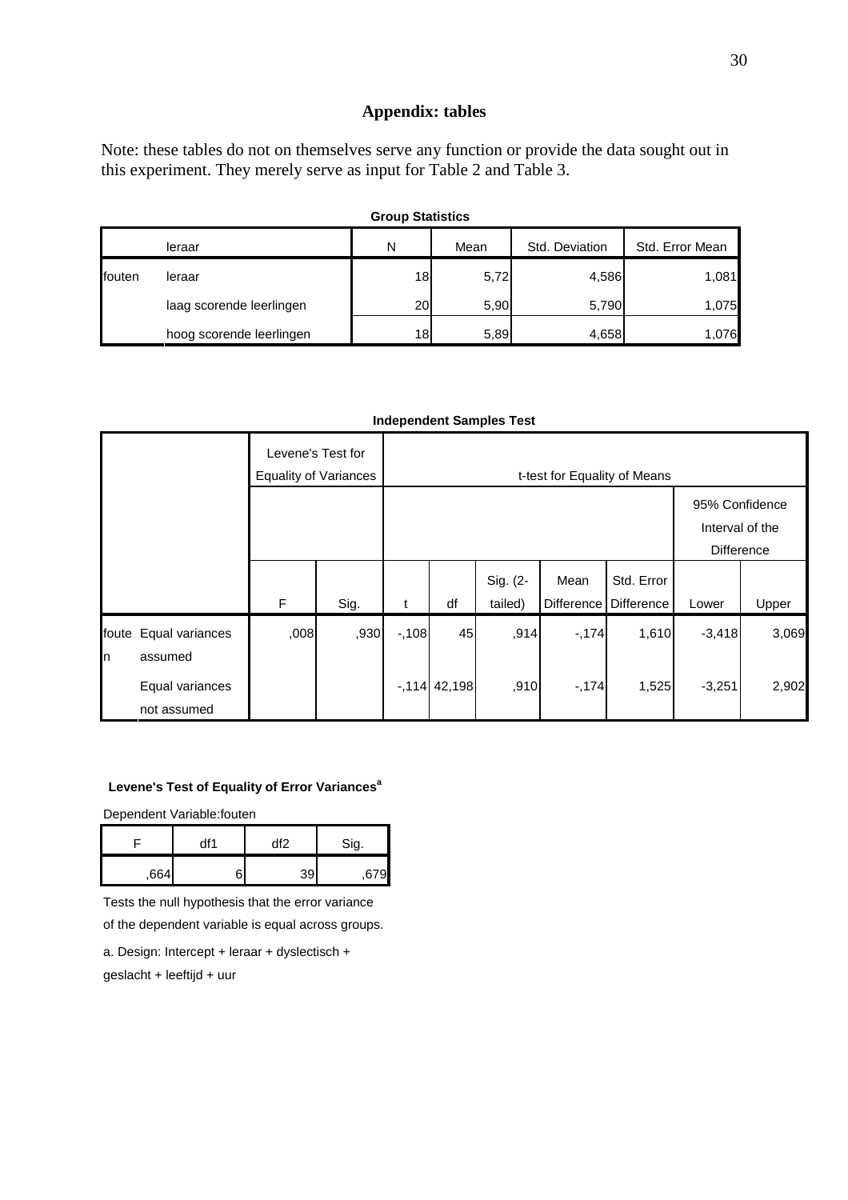## Appendix: tables

Note: these tables do not on themselves serve any function or provide the data sought out in this experiment. They merely serve as input for Table 2 and Table 3.

**Group Statistics**

| | leraar | N | Mean | Std. Deviation | Std. Error Mean |
|---|---|---|---|---|---|
| fouten | leraar | 18 | 5,72 | 4,586 | 1,081 |
| | laag scorende leerlingen | 20 | 5,90 | 5,790 | 1,075 |
| | hoog scorende leerlingen | 18 | 5,89 | 4,658 | 1,076 |

**Independent Samples Test**

| | | Levene's Test for Equality of Variances | | t-test for Equality of Means | | | | | | |
|---|---|---|---|---|---|---|---|---|---|---|
| | | | | | | | | | 95% Confidence Interval of the Difference | |
| | | F | Sig. | t | df | Sig. (2-tailed) | Mean Difference | Std. Error Difference | Lower | Upper |
| fouten | Equal variances assumed | ,008 | ,930 | -,108 | 45 | ,914 | -,174 | 1,610 | -3,418 | 3,069 |
| | Equal variances not assumed | | | -,114 | 42,198 | ,910 | -,174 | 1,525 | -3,251 | 2,902 |

**Levene's Test of Equality of Error Variances[a]**

Dependent Variable:fouten

| F | df1 | df2 | Sig. |
|---|---|---|---|
| ,664 | 6 | 39 | ,679 |

Tests the null hypothesis that the error variance of the dependent variable is equal across groups.

a. Design: Intercept + leraar + dyslectisch + geslacht + leeftijd + uur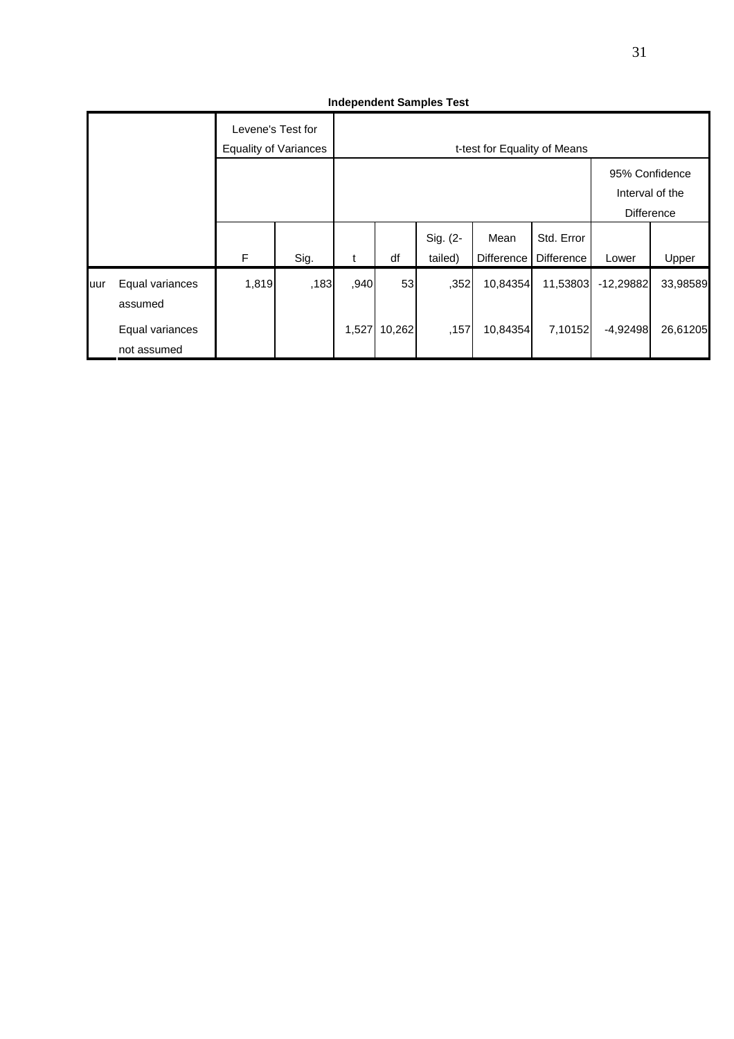**Independent Samples Test**

| | | Levene's Test for Equality of Variances | | t-test for Equality of Means | | | | | | |
|---|---|---|---|---|---|---|---|---|---|---|
| | | | | | | | | | 95% Confidence Interval of the Difference | |
| | | F | Sig. | t | df | Sig. (2-tailed) | Mean Difference | Std. Error Difference | Lower | Upper |
| uur | Equal variances assumed | 1,819 | ,183 | ,940 | 53 | ,352 | 10,84354 | 11,53803 | -12,29882 | 33,98589 |
| | Equal variances not assumed | | | 1,527 | 10,262 | ,157 | 10,84354 | 7,10152 | -4,92498 | 26,61205 |